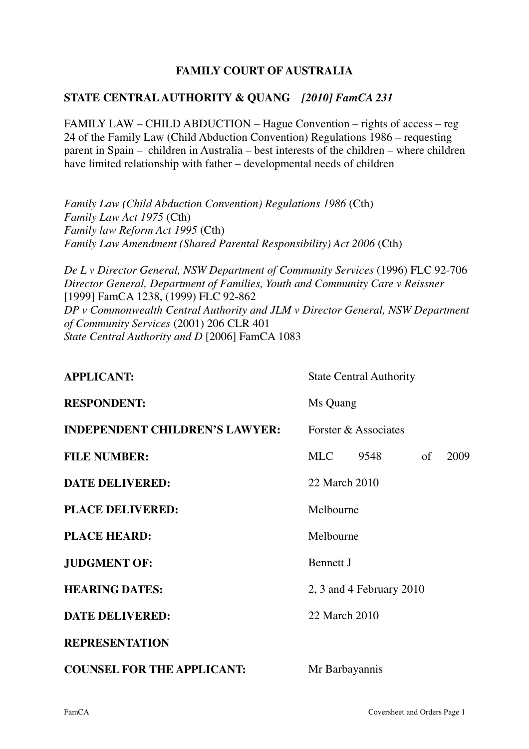# FAMILY COURT OF AUSTRALIA

## STATE CENTRAL AUTHORITY & QUANG *[2010] FamCA 231*

FAMILY LAW – CHILD ABDUCTION – Hague Convention – rights of access – reg 24 of the Family Law (Child Abduction Convention) Regulations 1986 – requesting parent in Spain – children in Australia – best interests of the children – where children have limited relationship with father – developmental needs of children

*Family Law (Child Abduction Convention) Regulations 1986* (Cth)
*Family Law Act 1975* (Cth)
*Family law Reform Act 1995* (Cth)
*Family Law Amendment (Shared Parental Responsibility) Act 2006* (Cth)

*De L v Director General, NSW Department of Community Services* (1996) FLC 92-706
*Director General, Department of Families, Youth and Community Care v Reissner* [1999] FamCA 1238, (1999) FLC 92-862
*DP v Commonwealth Central Authority and JLM v Director General, NSW Department of Community Services* (2001) 206 CLR 401
*State Central Authority and D* [2006] FamCA 1083

| | |
|---|---|
| **APPLICANT:** | State Central Authority |
| **RESPONDENT:** | Ms Quang |
| **INDEPENDENT CHILDREN'S LAWYER:** | Forster & Associates |
| **FILE NUMBER:** | MLC 9548 of 2009 |
| **DATE DELIVERED:** | 22 March 2010 |
| **PLACE DELIVERED:** | Melbourne |
| **PLACE HEARD:** | Melbourne |
| **JUDGMENT OF:** | Bennett J |
| **HEARING DATES:** | 2, 3 and 4 February 2010 |
| **DATE DELIVERED:** | 22 March 2010 |

**REPRESENTATION**

| | |
|---|---|
| **COUNSEL FOR THE APPLICANT:** | Mr Barbayannis |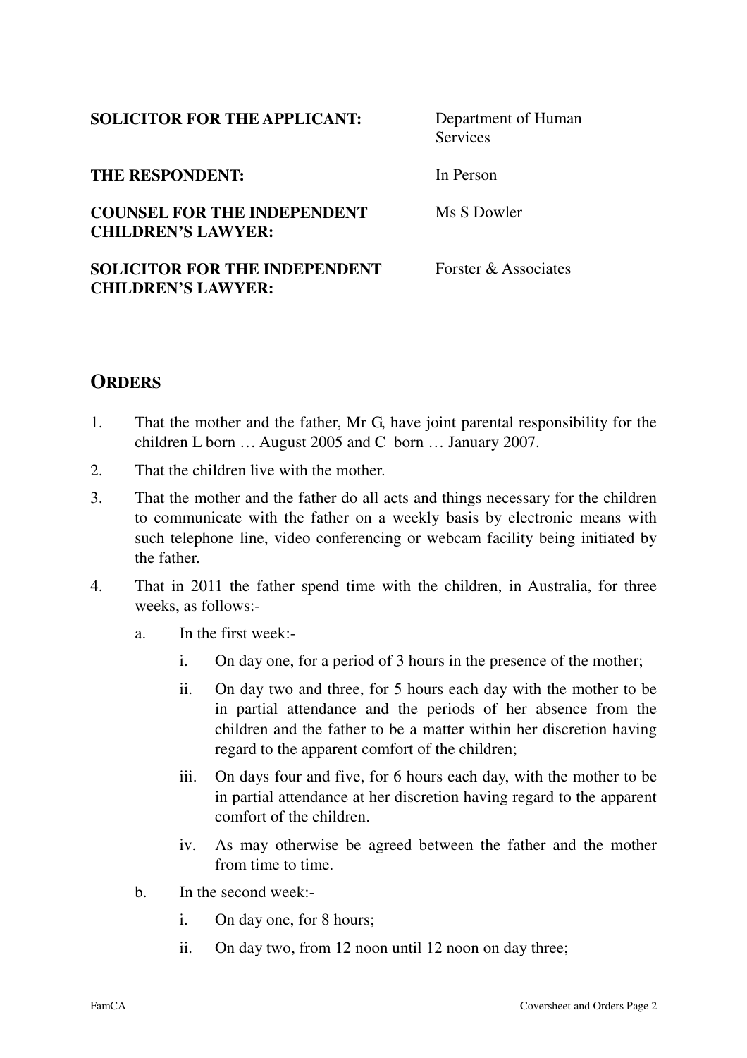| | |
|---|---|
| **SOLICITOR FOR THE APPLICANT:** | Department of Human Services |
| **THE RESPONDENT:** | In Person |
| **COUNSEL FOR THE INDEPENDENT CHILDREN'S LAWYER:** | Ms S Dowler |
| **SOLICITOR FOR THE INDEPENDENT CHILDREN'S LAWYER:** | Forster & Associates |

## ORDERS

1. That the mother and the father, Mr G, have joint parental responsibility for the children L born … August 2005 and C born … January 2007.
2. That the children live with the mother.
3. That the mother and the father do all acts and things necessary for the children to communicate with the father on a weekly basis by electronic means with such telephone line, video conferencing or webcam facility being initiated by the father.
4. That in 2011 the father spend time with the children, in Australia, for three weeks, as follows:-
   a. In the first week:-
      i. On day one, for a period of 3 hours in the presence of the mother;
      ii. On day two and three, for 5 hours each day with the mother to be in partial attendance and the periods of her absence from the children and the father to be a matter within her discretion having regard to the apparent comfort of the children;
      iii. On days four and five, for 6 hours each day, with the mother to be in partial attendance at her discretion having regard to the apparent comfort of the children.
      iv. As may otherwise be agreed between the father and the mother from time to time.
   b. In the second week:-
      i. On day one, for 8 hours;
      ii. On day two, from 12 noon until 12 noon on day three;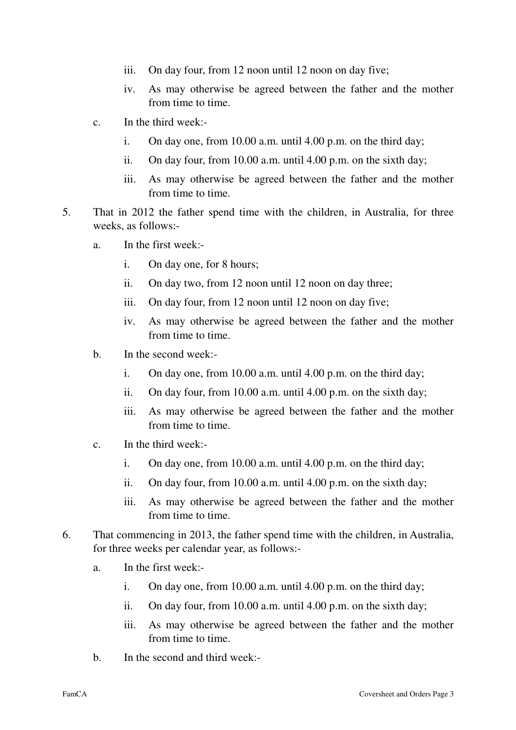iii. On day four, from 12 noon until 12 noon on day five;

   iv. As may otherwise be agreed between the father and the mother from time to time.

   c. In the third week:-

   i. On day one, from 10.00 a.m. until 4.00 p.m. on the third day;

   ii. On day four, from 10.00 a.m. until 4.00 p.m. on the sixth day;

   iii. As may otherwise be agreed between the father and the mother from time to time.

5. That in 2012 the father spend time with the children, in Australia, for three weeks, as follows:-

   a. In the first week:-

   i. On day one, for 8 hours;

   ii. On day two, from 12 noon until 12 noon on day three;

   iii. On day four, from 12 noon until 12 noon on day five;

   iv. As may otherwise be agreed between the father and the mother from time to time.

   b. In the second week:-

   i. On day one, from 10.00 a.m. until 4.00 p.m. on the third day;

   ii. On day four, from 10.00 a.m. until 4.00 p.m. on the sixth day;

   iii. As may otherwise be agreed between the father and the mother from time to time.

   c. In the third week:-

   i. On day one, from 10.00 a.m. until 4.00 p.m. on the third day;

   ii. On day four, from 10.00 a.m. until 4.00 p.m. on the sixth day;

   iii. As may otherwise be agreed between the father and the mother from time to time.

6. That commencing in 2013, the father spend time with the children, in Australia, for three weeks per calendar year, as follows:-

   a. In the first week:-

   i. On day one, from 10.00 a.m. until 4.00 p.m. on the third day;

   ii. On day four, from 10.00 a.m. until 4.00 p.m. on the sixth day;

   iii. As may otherwise be agreed between the father and the mother from time to time.

   b. In the second and third week:-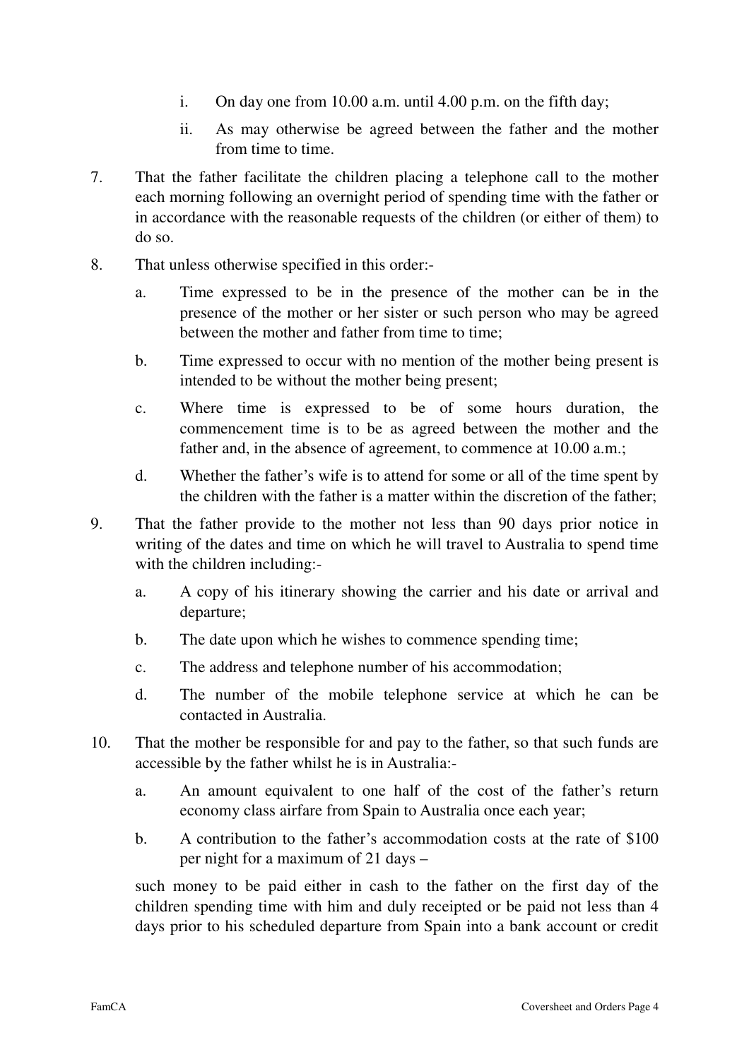i. On day one from 10.00 a.m. until 4.00 p.m. on the fifth day;

ii. As may otherwise be agreed between the father and the mother from time to time.

7. That the father facilitate the children placing a telephone call to the mother each morning following an overnight period of spending time with the father or in accordance with the reasonable requests of the children (or either of them) to do so.

8. That unless otherwise specified in this order:-

   a. Time expressed to be in the presence of the mother can be in the presence of the mother or her sister or such person who may be agreed between the mother and father from time to time;

   b. Time expressed to occur with no mention of the mother being present is intended to be without the mother being present;

   c. Where time is expressed to be of some hours duration, the commencement time is to be as agreed between the mother and the father and, in the absence of agreement, to commence at 10.00 a.m.;

   d. Whether the father's wife is to attend for some or all of the time spent by the children with the father is a matter within the discretion of the father;

9. That the father provide to the mother not less than 90 days prior notice in writing of the dates and time on which he will travel to Australia to spend time with the children including:-

   a. A copy of his itinerary showing the carrier and his date or arrival and departure;

   b. The date upon which he wishes to commence spending time;

   c. The address and telephone number of his accommodation;

   d. The number of the mobile telephone service at which he can be contacted in Australia.

10. That the mother be responsible for and pay to the father, so that such funds are accessible by the father whilst he is in Australia:-

    a. An amount equivalent to one half of the cost of the father's return economy class airfare from Spain to Australia once each year;

    b. A contribution to the father's accommodation costs at the rate of $100 per night for a maximum of 21 days –

    such money to be paid either in cash to the father on the first day of the children spending time with him and duly receipted or be paid not less than 4 days prior to his scheduled departure from Spain into a bank account or credit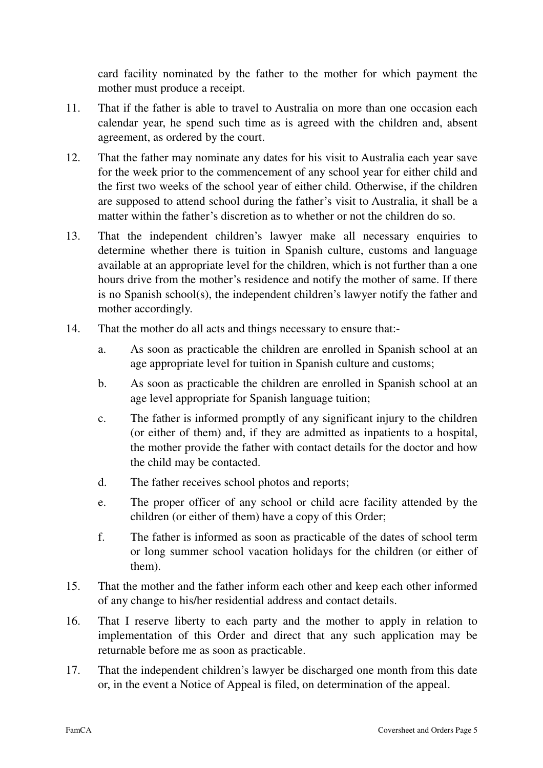card facility nominated by the father to the mother for which payment the mother must produce a receipt.

11. That if the father is able to travel to Australia on more than one occasion each calendar year, he spend such time as is agreed with the children and, absent agreement, as ordered by the court.

12. That the father may nominate any dates for his visit to Australia each year save for the week prior to the commencement of any school year for either child and the first two weeks of the school year of either child. Otherwise, if the children are supposed to attend school during the father's visit to Australia, it shall be a matter within the father's discretion as to whether or not the children do so.

13. That the independent children's lawyer make all necessary enquiries to determine whether there is tuition in Spanish culture, customs and language available at an appropriate level for the children, which is not further than a one hours drive from the mother's residence and notify the mother of same. If there is no Spanish school(s), the independent children's lawyer notify the father and mother accordingly.

14. That the mother do all acts and things necessary to ensure that:-

    a. As soon as practicable the children are enrolled in Spanish school at an age appropriate level for tuition in Spanish culture and customs;

    b. As soon as practicable the children are enrolled in Spanish school at an age level appropriate for Spanish language tuition;

    c. The father is informed promptly of any significant injury to the children (or either of them) and, if they are admitted as inpatients to a hospital, the mother provide the father with contact details for the doctor and how the child may be contacted.

    d. The father receives school photos and reports;

    e. The proper officer of any school or child acre facility attended by the children (or either of them) have a copy of this Order;

    f. The father is informed as soon as practicable of the dates of school term or long summer school vacation holidays for the children (or either of them).

15. That the mother and the father inform each other and keep each other informed of any change to his/her residential address and contact details.

16. That I reserve liberty to each party and the mother to apply in relation to implementation of this Order and direct that any such application may be returnable before me as soon as practicable.

17. That the independent children's lawyer be discharged one month from this date or, in the event a Notice of Appeal is filed, on determination of the appeal.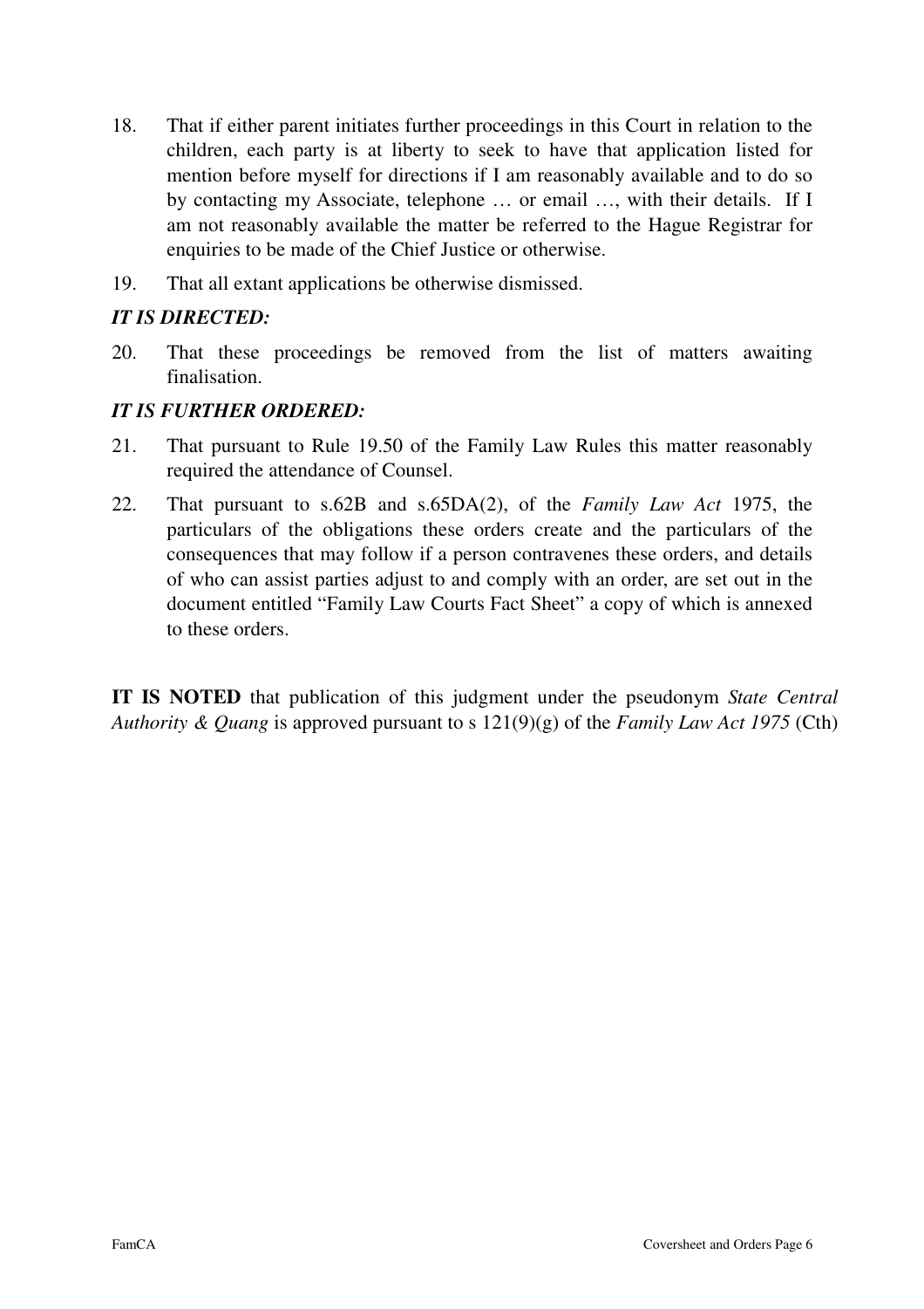18. That if either parent initiates further proceedings in this Court in relation to the children, each party is at liberty to seek to have that application listed for mention before myself for directions if I am reasonably available and to do so by contacting my Associate, telephone … or email …, with their details. If I am not reasonably available the matter be referred to the Hague Registrar for enquiries to be made of the Chief Justice or otherwise.

19. That all extant applications be otherwise dismissed.

***IT IS DIRECTED:***

20. That these proceedings be removed from the list of matters awaiting finalisation.

***IT IS FURTHER ORDERED:***

21. That pursuant to Rule 19.50 of the Family Law Rules this matter reasonably required the attendance of Counsel.

22. That pursuant to s.62B and s.65DA(2), of the *Family Law Act* 1975, the particulars of the obligations these orders create and the particulars of the consequences that may follow if a person contravenes these orders, and details of who can assist parties adjust to and comply with an order, are set out in the document entitled "Family Law Courts Fact Sheet" a copy of which is annexed to these orders.

**IT IS NOTED** that publication of this judgment under the pseudonym *State Central Authority & Quang* is approved pursuant to s 121(9)(g) of the *Family Law Act 1975* (Cth)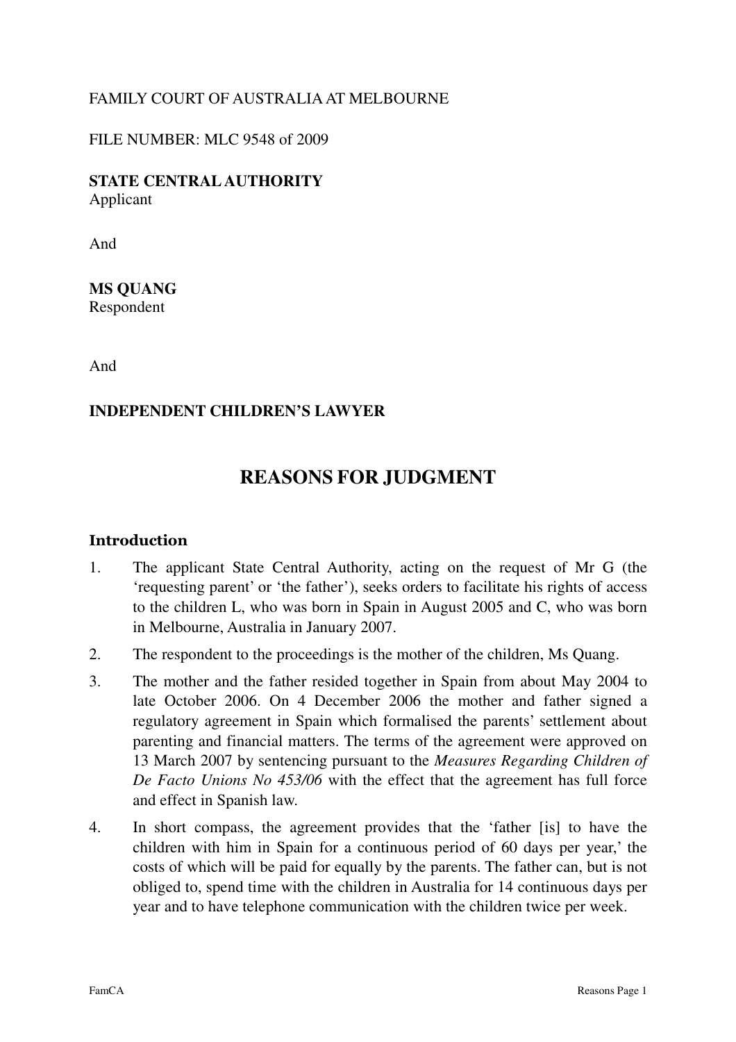FAMILY COURT OF AUSTRALIA AT MELBOURNE

FILE NUMBER: MLC 9548 of 2009

**STATE CENTRAL AUTHORITY**
Applicant

And

**MS QUANG**
Respondent

And

**INDEPENDENT CHILDREN'S LAWYER**

# REASONS FOR JUDGMENT

## Introduction

1. The applicant State Central Authority, acting on the request of Mr G (the 'requesting parent' or 'the father'), seeks orders to facilitate his rights of access to the children L, who was born in Spain in August 2005 and C, who was born in Melbourne, Australia in January 2007.

2. The respondent to the proceedings is the mother of the children, Ms Quang.

3. The mother and the father resided together in Spain from about May 2004 to late October 2006. On 4 December 2006 the mother and father signed a regulatory agreement in Spain which formalised the parents' settlement about parenting and financial matters. The terms of the agreement were approved on 13 March 2007 by sentencing pursuant to the *Measures Regarding Children of De Facto Unions No 453/06* with the effect that the agreement has full force and effect in Spanish law.

4. In short compass, the agreement provides that the 'father [is] to have the children with him in Spain for a continuous period of 60 days per year,' the costs of which will be paid for equally by the parents. The father can, but is not obliged to, spend time with the children in Australia for 14 continuous days per year and to have telephone communication with the children twice per week.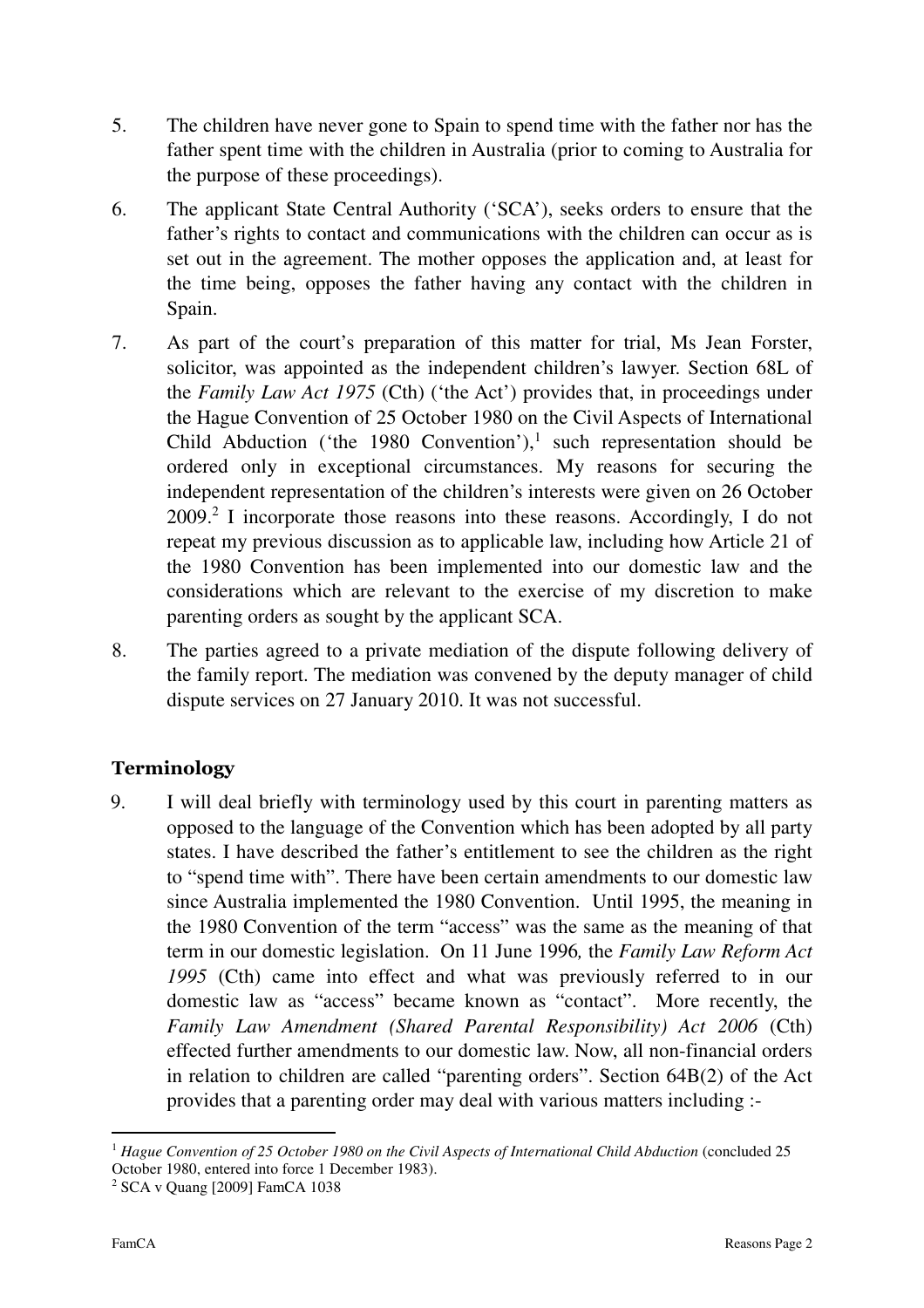5. The children have never gone to Spain to spend time with the father nor has the father spent time with the children in Australia (prior to coming to Australia for the purpose of these proceedings).

6. The applicant State Central Authority ('SCA'), seeks orders to ensure that the father's rights to contact and communications with the children can occur as is set out in the agreement. The mother opposes the application and, at least for the time being, opposes the father having any contact with the children in Spain.

7. As part of the court's preparation of this matter for trial, Ms Jean Forster, solicitor, was appointed as the independent children's lawyer. Section 68L of the *Family Law Act 1975* (Cth) ('the Act') provides that, in proceedings under the Hague Convention of 25 October 1980 on the Civil Aspects of International Child Abduction ('the 1980 Convention'),[1] such representation should be ordered only in exceptional circumstances. My reasons for securing the independent representation of the children's interests were given on 26 October 2009.[2] I incorporate those reasons into these reasons. Accordingly, I do not repeat my previous discussion as to applicable law, including how Article 21 of the 1980 Convention has been implemented into our domestic law and the considerations which are relevant to the exercise of my discretion to make parenting orders as sought by the applicant SCA.

8. The parties agreed to a private mediation of the dispute following delivery of the family report. The mediation was convened by the deputy manager of child dispute services on 27 January 2010. It was not successful.

## Terminology

9. I will deal briefly with terminology used by this court in parenting matters as opposed to the language of the Convention which has been adopted by all party states. I have described the father's entitlement to see the children as the right to "spend time with". There have been certain amendments to our domestic law since Australia implemented the 1980 Convention. Until 1995, the meaning in the 1980 Convention of the term "access" was the same as the meaning of that term in our domestic legislation. On 11 June 1996, the *Family Law Reform Act 1995* (Cth) came into effect and what was previously referred to in our domestic law as "access" became known as "contact". More recently, the *Family Law Amendment (Shared Parental Responsibility) Act 2006* (Cth) effected further amendments to our domestic law. Now, all non-financial orders in relation to children are called "parenting orders". Section 64B(2) of the Act provides that a parenting order may deal with various matters including :-

[1] *Hague Convention of 25 October 1980 on the Civil Aspects of International Child Abduction* (concluded 25 October 1980, entered into force 1 December 1983).

[2] SCA v Quang [2009] FamCA 1038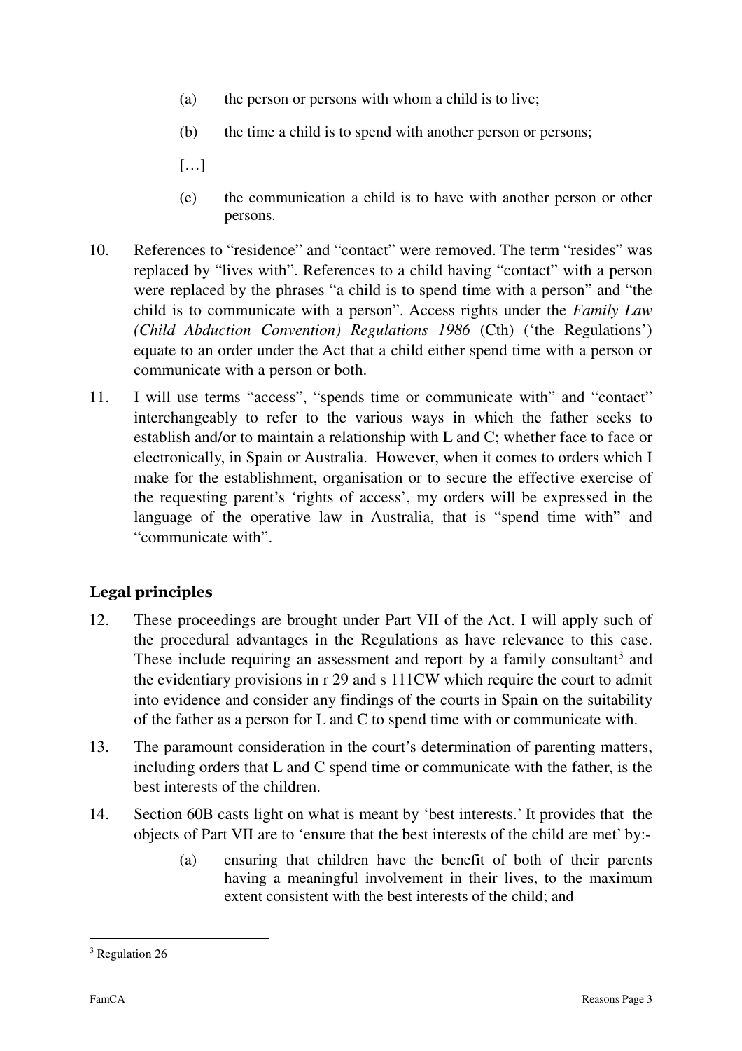(a) the person or persons with whom a child is to live;

(b) the time a child is to spend with another person or persons;

[…]

(e) the communication a child is to have with another person or other persons.

10. References to "residence" and "contact" were removed. The term "resides" was replaced by "lives with". References to a child having "contact" with a person were replaced by the phrases "a child is to spend time with a person" and "the child is to communicate with a person". Access rights under the *Family Law (Child Abduction Convention) Regulations 1986* (Cth) ('the Regulations') equate to an order under the Act that a child either spend time with a person or communicate with a person or both.

11. I will use terms "access", "spends time or communicate with" and "contact" interchangeably to refer to the various ways in which the father seeks to establish and/or to maintain a relationship with L and C; whether face to face or electronically, in Spain or Australia. However, when it comes to orders which I make for the establishment, organisation or to secure the effective exercise of the requesting parent's 'rights of access', my orders will be expressed in the language of the operative law in Australia, that is "spend time with" and "communicate with".

## Legal principles

12. These proceedings are brought under Part VII of the Act. I will apply such of the procedural advantages in the Regulations as have relevance to this case. These include requiring an assessment and report by a family consultant[3] and the evidentiary provisions in r 29 and s 111CW which require the court to admit into evidence and consider any findings of the courts in Spain on the suitability of the father as a person for L and C to spend time with or communicate with.

13. The paramount consideration in the court's determination of parenting matters, including orders that L and C spend time or communicate with the father, is the best interests of the children.

14. Section 60B casts light on what is meant by 'best interests.' It provides that the objects of Part VII are to 'ensure that the best interests of the child are met' by:-

    (a) ensuring that children have the benefit of both of their parents having a meaningful involvement in their lives, to the maximum extent consistent with the best interests of the child; and

[3] Regulation 26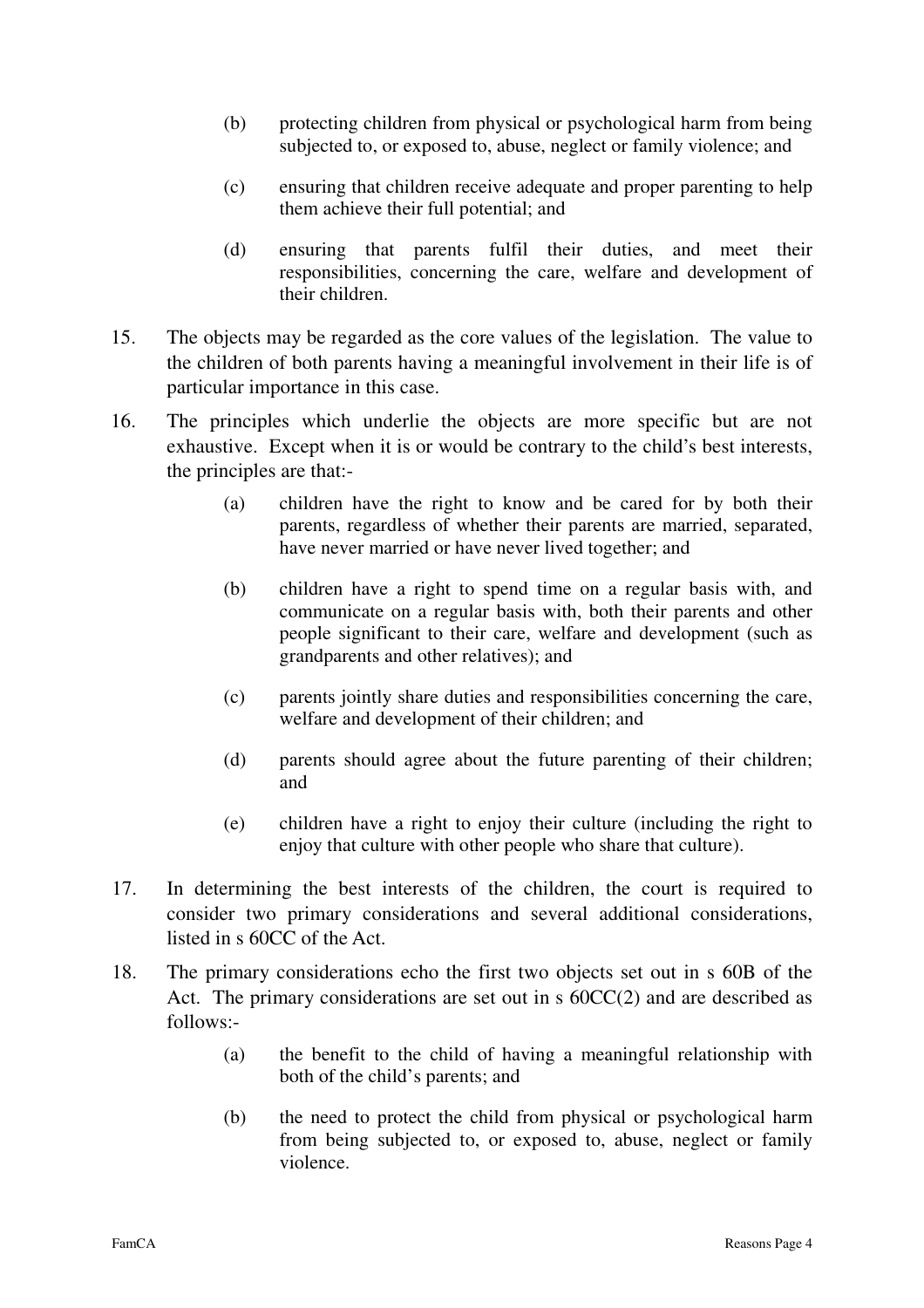(b) protecting children from physical or psychological harm from being subjected to, or exposed to, abuse, neglect or family violence; and

(c) ensuring that children receive adequate and proper parenting to help them achieve their full potential; and

(d) ensuring that parents fulfil their duties, and meet their responsibilities, concerning the care, welfare and development of their children.

15. The objects may be regarded as the core values of the legislation. The value to the children of both parents having a meaningful involvement in their life is of particular importance in this case.

16. The principles which underlie the objects are more specific but are not exhaustive. Except when it is or would be contrary to the child's best interests, the principles are that:-

    (a) children have the right to know and be cared for by both their parents, regardless of whether their parents are married, separated, have never married or have never lived together; and

    (b) children have a right to spend time on a regular basis with, and communicate on a regular basis with, both their parents and other people significant to their care, welfare and development (such as grandparents and other relatives); and

    (c) parents jointly share duties and responsibilities concerning the care, welfare and development of their children; and

    (d) parents should agree about the future parenting of their children; and

    (e) children have a right to enjoy their culture (including the right to enjoy that culture with other people who share that culture).

17. In determining the best interests of the children, the court is required to consider two primary considerations and several additional considerations, listed in s 60CC of the Act.

18. The primary considerations echo the first two objects set out in s 60B of the Act. The primary considerations are set out in s 60CC(2) and are described as follows:-

    (a) the benefit to the child of having a meaningful relationship with both of the child's parents; and

    (b) the need to protect the child from physical or psychological harm from being subjected to, or exposed to, abuse, neglect or family violence.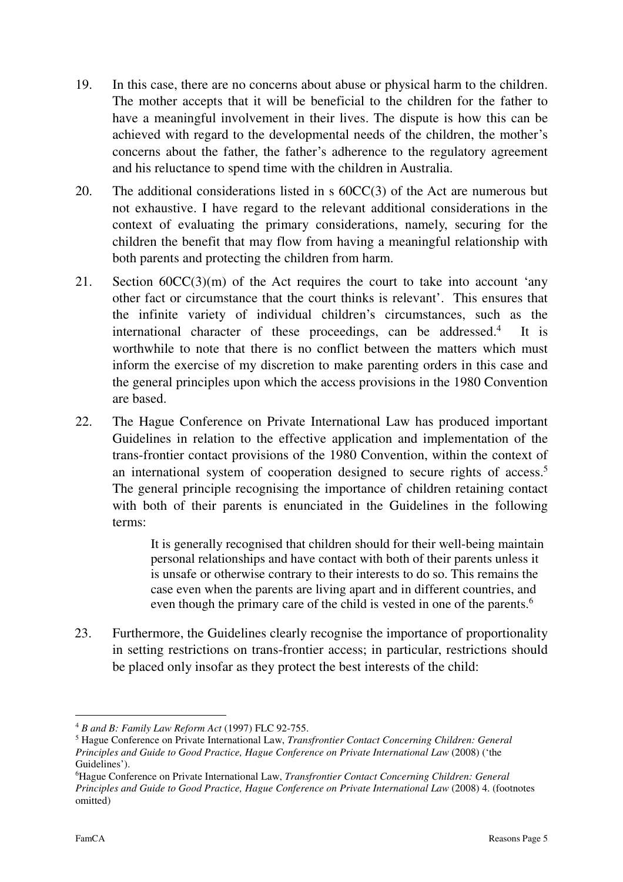19. In this case, there are no concerns about abuse or physical harm to the children. The mother accepts that it will be beneficial to the children for the father to have a meaningful involvement in their lives. The dispute is how this can be achieved with regard to the developmental needs of the children, the mother's concerns about the father, the father's adherence to the regulatory agreement and his reluctance to spend time with the children in Australia.

20. The additional considerations listed in s 60CC(3) of the Act are numerous but not exhaustive. I have regard to the relevant additional considerations in the context of evaluating the primary considerations, namely, securing for the children the benefit that may flow from having a meaningful relationship with both parents and protecting the children from harm.

21. Section 60CC(3)(m) of the Act requires the court to take into account 'any other fact or circumstance that the court thinks is relevant'. This ensures that the infinite variety of individual children's circumstances, such as the international character of these proceedings, can be addressed.[4] It is worthwhile to note that there is no conflict between the matters which must inform the exercise of my discretion to make parenting orders in this case and the general principles upon which the access provisions in the 1980 Convention are based.

22. The Hague Conference on Private International Law has produced important Guidelines in relation to the effective application and implementation of the trans-frontier contact provisions of the 1980 Convention, within the context of an international system of cooperation designed to secure rights of access.[5] The general principle recognising the importance of children retaining contact with both of their parents is enunciated in the Guidelines in the following terms:

> It is generally recognised that children should for their well-being maintain personal relationships and have contact with both of their parents unless it is unsafe or otherwise contrary to their interests to do so. This remains the case even when the parents are living apart and in different countries, and even though the primary care of the child is vested in one of the parents.[6]

23. Furthermore, the Guidelines clearly recognise the importance of proportionality in setting restrictions on trans-frontier access; in particular, restrictions should be placed only insofar as they protect the best interests of the child:

---

[4] *B and B: Family Law Reform Act* (1997) FLC 92-755.

[5] Hague Conference on Private International Law, *Transfrontier Contact Concerning Children: General Principles and Guide to Good Practice, Hague Conference on Private International Law* (2008) ('the Guidelines').

[6] Hague Conference on Private International Law, *Transfrontier Contact Concerning Children: General Principles and Guide to Good Practice, Hague Conference on Private International Law* (2008) 4. (footnotes omitted)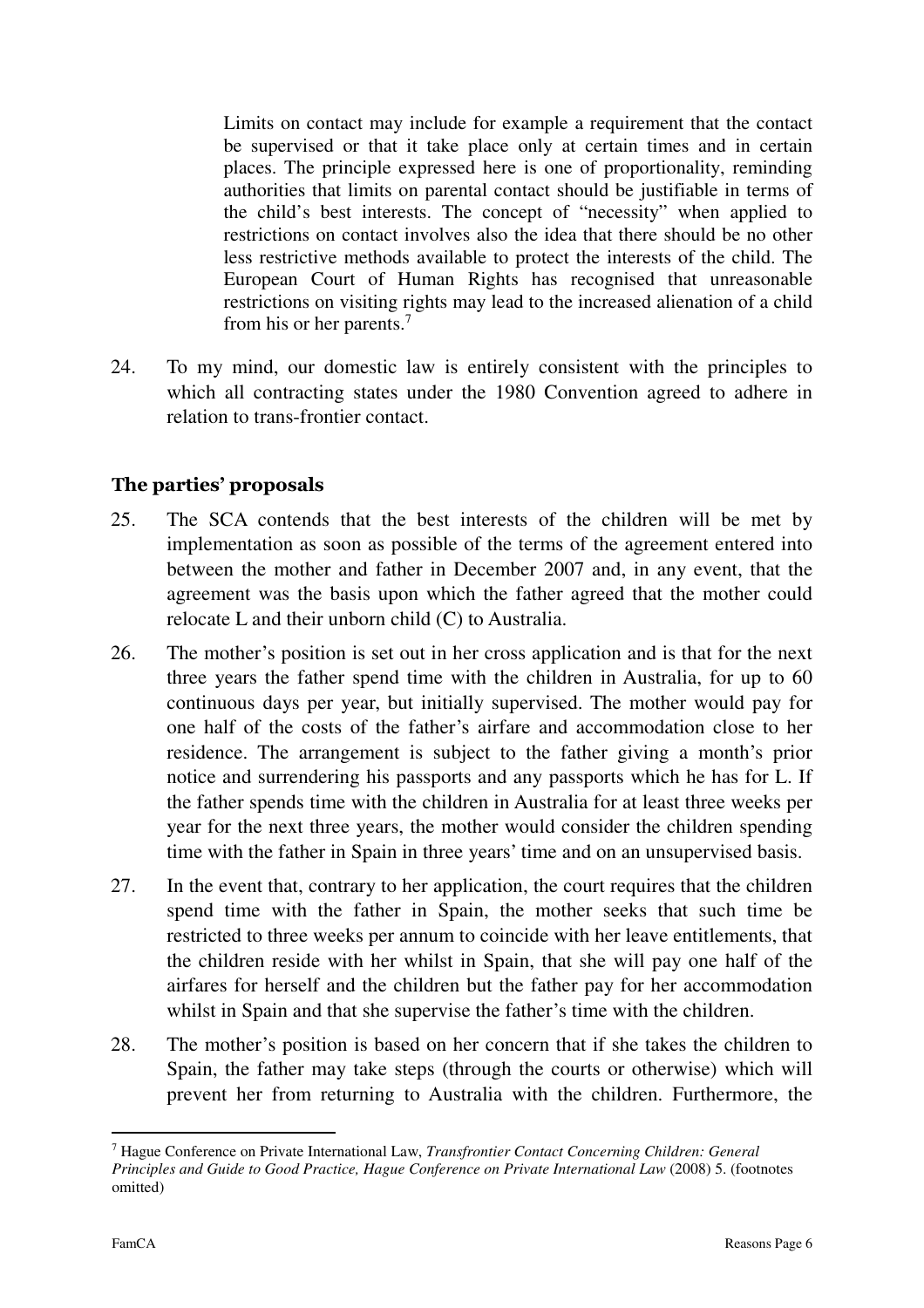> Limits on contact may include for example a requirement that the contact be supervised or that it take place only at certain times and in certain places. The principle expressed here is one of proportionality, reminding authorities that limits on parental contact should be justifiable in terms of the child's best interests. The concept of "necessity" when applied to restrictions on contact involves also the idea that there should be no other less restrictive methods available to protect the interests of the child. The European Court of Human Rights has recognised that unreasonable restrictions on visiting rights may lead to the increased alienation of a child from his or her parents.[7]

24. To my mind, our domestic law is entirely consistent with the principles to which all contracting states under the 1980 Convention agreed to adhere in relation to trans-frontier contact.

## The parties' proposals

25. The SCA contends that the best interests of the children will be met by implementation as soon as possible of the terms of the agreement entered into between the mother and father in December 2007 and, in any event, that the agreement was the basis upon which the father agreed that the mother could relocate L and their unborn child (C) to Australia.

26. The mother's position is set out in her cross application and is that for the next three years the father spend time with the children in Australia, for up to 60 continuous days per year, but initially supervised. The mother would pay for one half of the costs of the father's airfare and accommodation close to her residence. The arrangement is subject to the father giving a month's prior notice and surrendering his passports and any passports which he has for L. If the father spends time with the children in Australia for at least three weeks per year for the next three years, the mother would consider the children spending time with the father in Spain in three years' time and on an unsupervised basis.

27. In the event that, contrary to her application, the court requires that the children spend time with the father in Spain, the mother seeks that such time be restricted to three weeks per annum to coincide with her leave entitlements, that the children reside with her whilst in Spain, that she will pay one half of the airfares for herself and the children but the father pay for her accommodation whilst in Spain and that she supervise the father's time with the children.

28. The mother's position is based on her concern that if she takes the children to Spain, the father may take steps (through the courts or otherwise) which will prevent her from returning to Australia with the children. Furthermore, the

---

[7] Hague Conference on Private International Law, *Transfrontier Contact Concerning Children: General Principles and Guide to Good Practice, Hague Conference on Private International Law* (2008) 5. (footnotes omitted)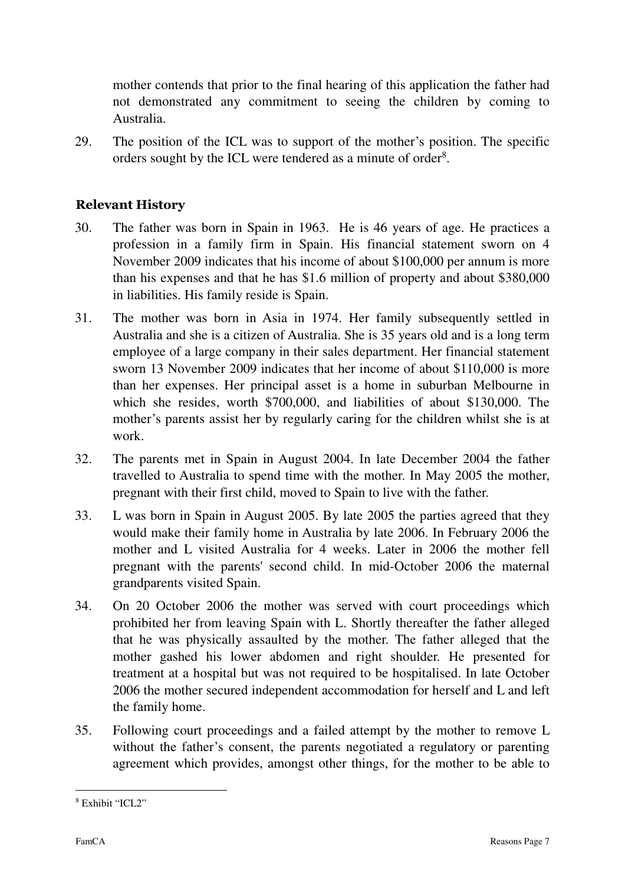mother contends that prior to the final hearing of this application the father had not demonstrated any commitment to seeing the children by coming to Australia.

29. The position of the ICL was to support of the mother's position. The specific orders sought by the ICL were tendered as a minute of order[8].

## Relevant History

30. The father was born in Spain in 1963. He is 46 years of age. He practices a profession in a family firm in Spain. His financial statement sworn on 4 November 2009 indicates that his income of about $100,000 per annum is more than his expenses and that he has $1.6 million of property and about $380,000 in liabilities. His family reside is Spain.

31. The mother was born in Asia in 1974. Her family subsequently settled in Australia and she is a citizen of Australia. She is 35 years old and is a long term employee of a large company in their sales department. Her financial statement sworn 13 November 2009 indicates that her income of about $110,000 is more than her expenses. Her principal asset is a home in suburban Melbourne in which she resides, worth $700,000, and liabilities of about $130,000. The mother's parents assist her by regularly caring for the children whilst she is at work.

32. The parents met in Spain in August 2004. In late December 2004 the father travelled to Australia to spend time with the mother. In May 2005 the mother, pregnant with their first child, moved to Spain to live with the father.

33. L was born in Spain in August 2005. By late 2005 the parties agreed that they would make their family home in Australia by late 2006. In February 2006 the mother and L visited Australia for 4 weeks. Later in 2006 the mother fell pregnant with the parents' second child. In mid-October 2006 the maternal grandparents visited Spain.

34. On 20 October 2006 the mother was served with court proceedings which prohibited her from leaving Spain with L. Shortly thereafter the father alleged that he was physically assaulted by the mother. The father alleged that the mother gashed his lower abdomen and right shoulder. He presented for treatment at a hospital but was not required to be hospitalised. In late October 2006 the mother secured independent accommodation for herself and L and left the family home.

35. Following court proceedings and a failed attempt by the mother to remove L without the father's consent, the parents negotiated a regulatory or parenting agreement which provides, amongst other things, for the mother to be able to

[8] Exhibit "ICL2"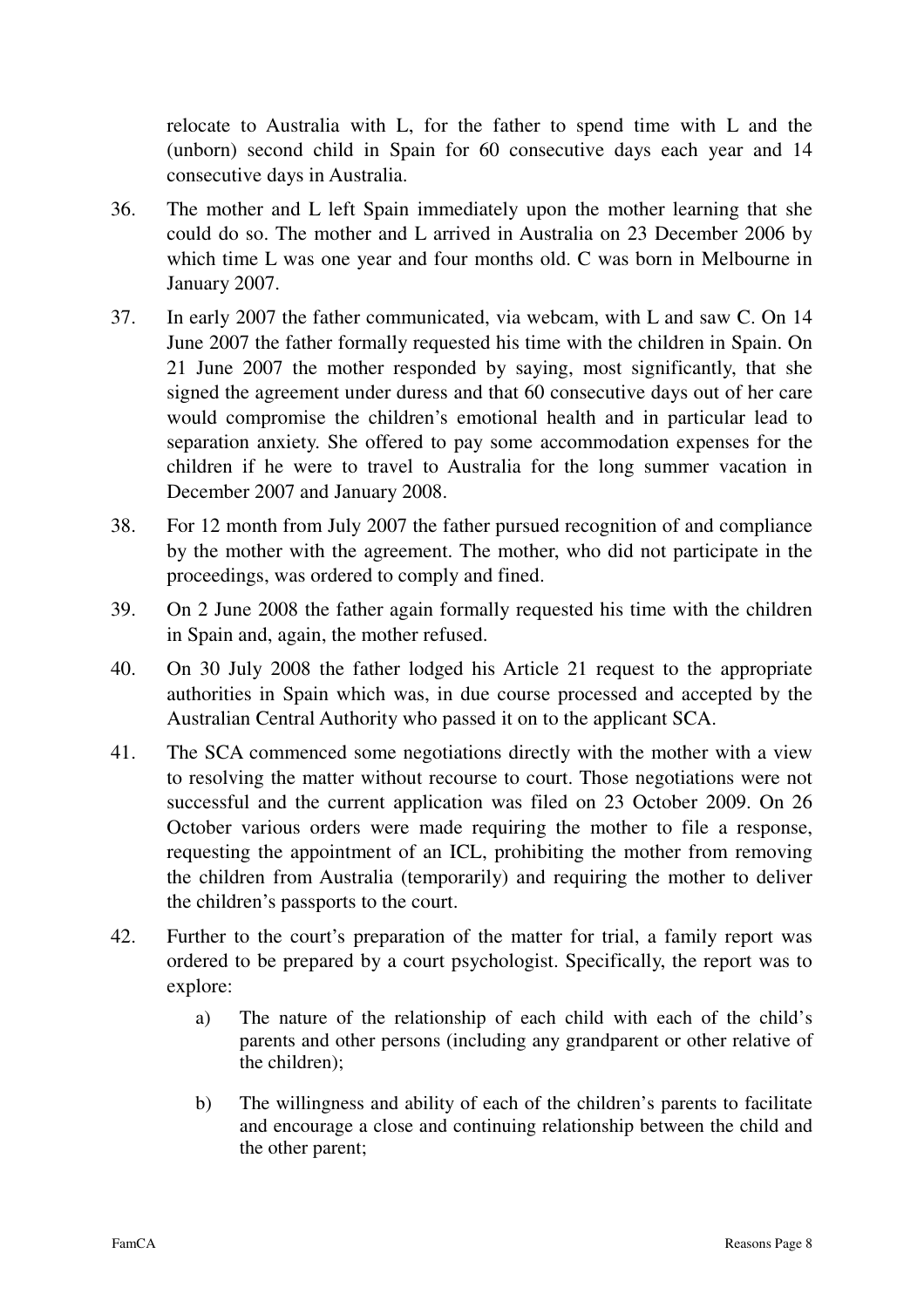relocate to Australia with L, for the father to spend time with L and the (unborn) second child in Spain for 60 consecutive days each year and 14 consecutive days in Australia.

36. The mother and L left Spain immediately upon the mother learning that she could do so. The mother and L arrived in Australia on 23 December 2006 by which time L was one year and four months old. C was born in Melbourne in January 2007.

37. In early 2007 the father communicated, via webcam, with L and saw C. On 14 June 2007 the father formally requested his time with the children in Spain. On 21 June 2007 the mother responded by saying, most significantly, that she signed the agreement under duress and that 60 consecutive days out of her care would compromise the children's emotional health and in particular lead to separation anxiety. She offered to pay some accommodation expenses for the children if he were to travel to Australia for the long summer vacation in December 2007 and January 2008.

38. For 12 month from July 2007 the father pursued recognition of and compliance by the mother with the agreement. The mother, who did not participate in the proceedings, was ordered to comply and fined.

39. On 2 June 2008 the father again formally requested his time with the children in Spain and, again, the mother refused.

40. On 30 July 2008 the father lodged his Article 21 request to the appropriate authorities in Spain which was, in due course processed and accepted by the Australian Central Authority who passed it on to the applicant SCA.

41. The SCA commenced some negotiations directly with the mother with a view to resolving the matter without recourse to court. Those negotiations were not successful and the current application was filed on 23 October 2009. On 26 October various orders were made requiring the mother to file a response, requesting the appointment of an ICL, prohibiting the mother from removing the children from Australia (temporarily) and requiring the mother to deliver the children's passports to the court.

42. Further to the court's preparation of the matter for trial, a family report was ordered to be prepared by a court psychologist. Specifically, the report was to explore:

    a) The nature of the relationship of each child with each of the child's parents and other persons (including any grandparent or other relative of the children);

    b) The willingness and ability of each of the children's parents to facilitate and encourage a close and continuing relationship between the child and the other parent;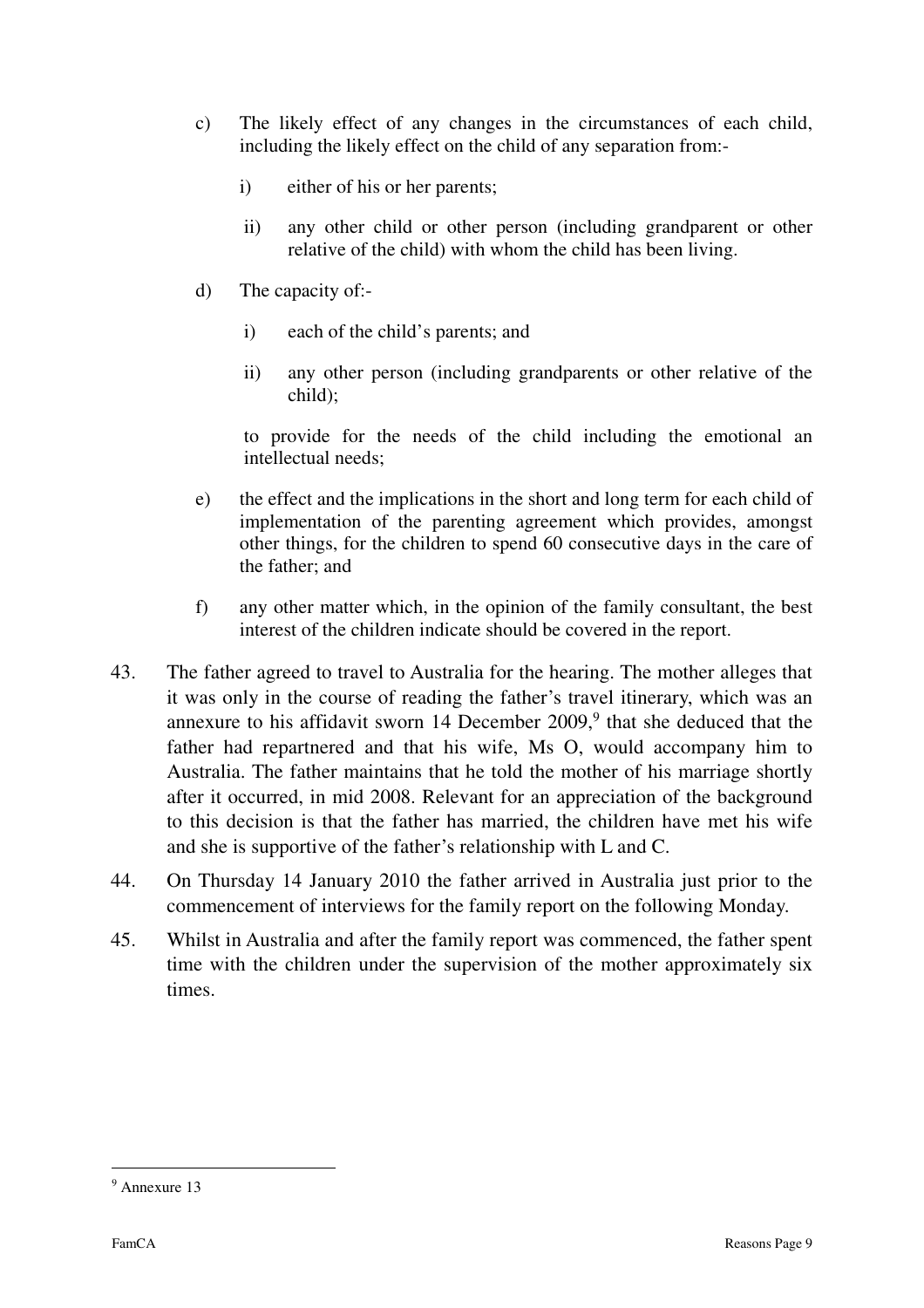c) The likely effect of any changes in the circumstances of each child, including the likely effect on the child of any separation from:-

   i) either of his or her parents;

   ii) any other child or other person (including grandparent or other relative of the child) with whom the child has been living.

d) The capacity of:-

   i) each of the child's parents; and

   ii) any other person (including grandparents or other relative of the child);

   to provide for the needs of the child including the emotional an intellectual needs;

e) the effect and the implications in the short and long term for each child of implementation of the parenting agreement which provides, amongst other things, for the children to spend 60 consecutive days in the care of the father; and

f) any other matter which, in the opinion of the family consultant, the best interest of the children indicate should be covered in the report.

43. The father agreed to travel to Australia for the hearing. The mother alleges that it was only in the course of reading the father's travel itinerary, which was an annexure to his affidavit sworn 14 December 2009,[9] that she deduced that the father had repartnered and that his wife, Ms O, would accompany him to Australia. The father maintains that he told the mother of his marriage shortly after it occurred, in mid 2008. Relevant for an appreciation of the background to this decision is that the father has married, the children have met his wife and she is supportive of the father's relationship with L and C.

44. On Thursday 14 January 2010 the father arrived in Australia just prior to the commencement of interviews for the family report on the following Monday.

45. Whilst in Australia and after the family report was commenced, the father spent time with the children under the supervision of the mother approximately six times.

[9] Annexure 13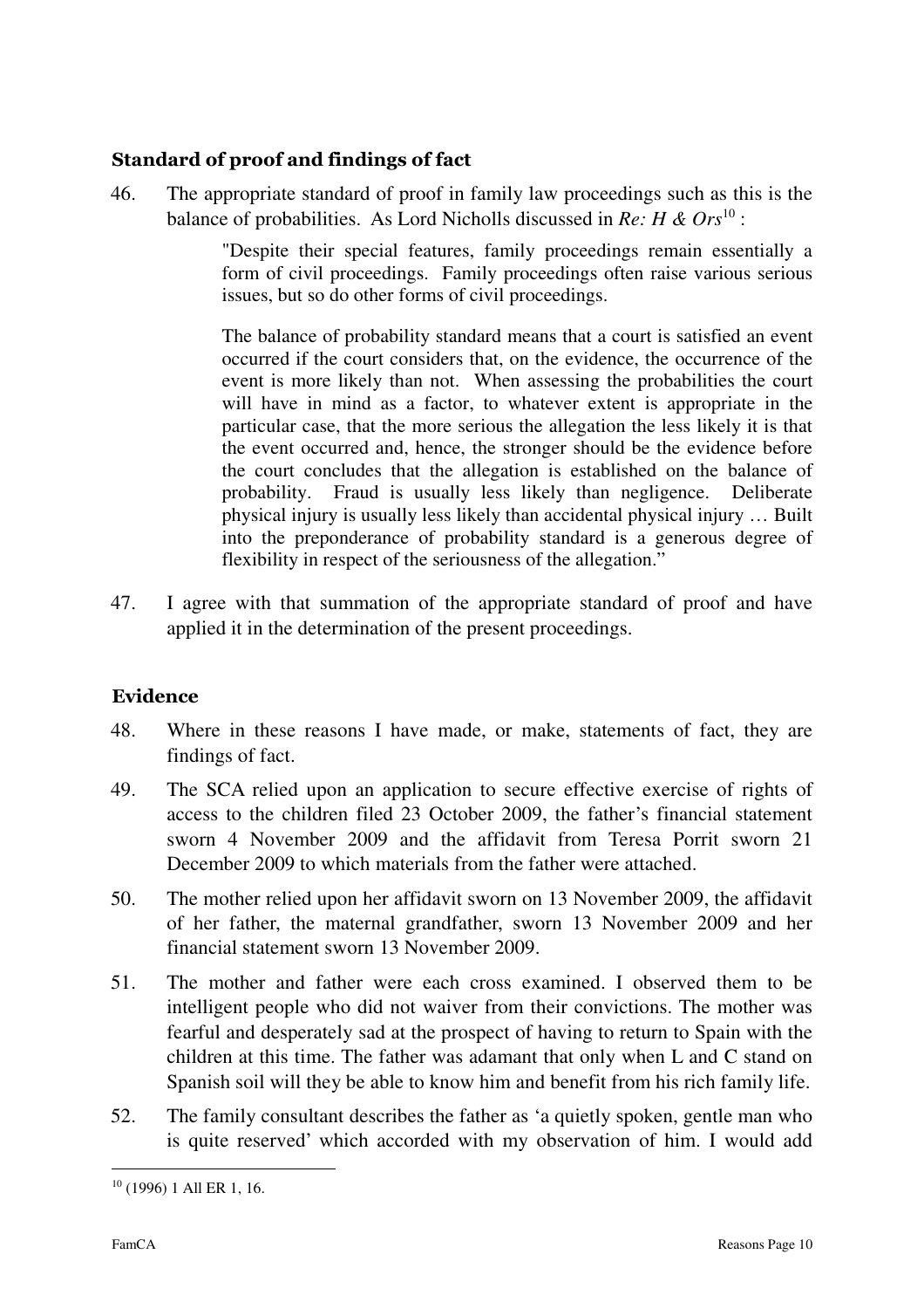## Standard of proof and findings of fact

46. The appropriate standard of proof in family law proceedings such as this is the balance of probabilities. As Lord Nicholls discussed in *Re: H & Ors*[10] :

> "Despite their special features, family proceedings remain essentially a form of civil proceedings. Family proceedings often raise various serious issues, but so do other forms of civil proceedings.
>
> The balance of probability standard means that a court is satisfied an event occurred if the court considers that, on the evidence, the occurrence of the event is more likely than not. When assessing the probabilities the court will have in mind as a factor, to whatever extent is appropriate in the particular case, that the more serious the allegation the less likely it is that the event occurred and, hence, the stronger should be the evidence before the court concludes that the allegation is established on the balance of probability. Fraud is usually less likely than negligence. Deliberate physical injury is usually less likely than accidental physical injury … Built into the preponderance of probability standard is a generous degree of flexibility in respect of the seriousness of the allegation."

47. I agree with that summation of the appropriate standard of proof and have applied it in the determination of the present proceedings.

## Evidence

48. Where in these reasons I have made, or make, statements of fact, they are findings of fact.

49. The SCA relied upon an application to secure effective exercise of rights of access to the children filed 23 October 2009, the father's financial statement sworn 4 November 2009 and the affidavit from Teresa Porrit sworn 21 December 2009 to which materials from the father were attached.

50. The mother relied upon her affidavit sworn on 13 November 2009, the affidavit of her father, the maternal grandfather, sworn 13 November 2009 and her financial statement sworn 13 November 2009.

51. The mother and father were each cross examined. I observed them to be intelligent people who did not waiver from their convictions. The mother was fearful and desperately sad at the prospect of having to return to Spain with the children at this time. The father was adamant that only when L and C stand on Spanish soil will they be able to know him and benefit from his rich family life.

52. The family consultant describes the father as 'a quietly spoken, gentle man who is quite reserved' which accorded with my observation of him. I would add

---

[10] (1996) 1 All ER 1, 16.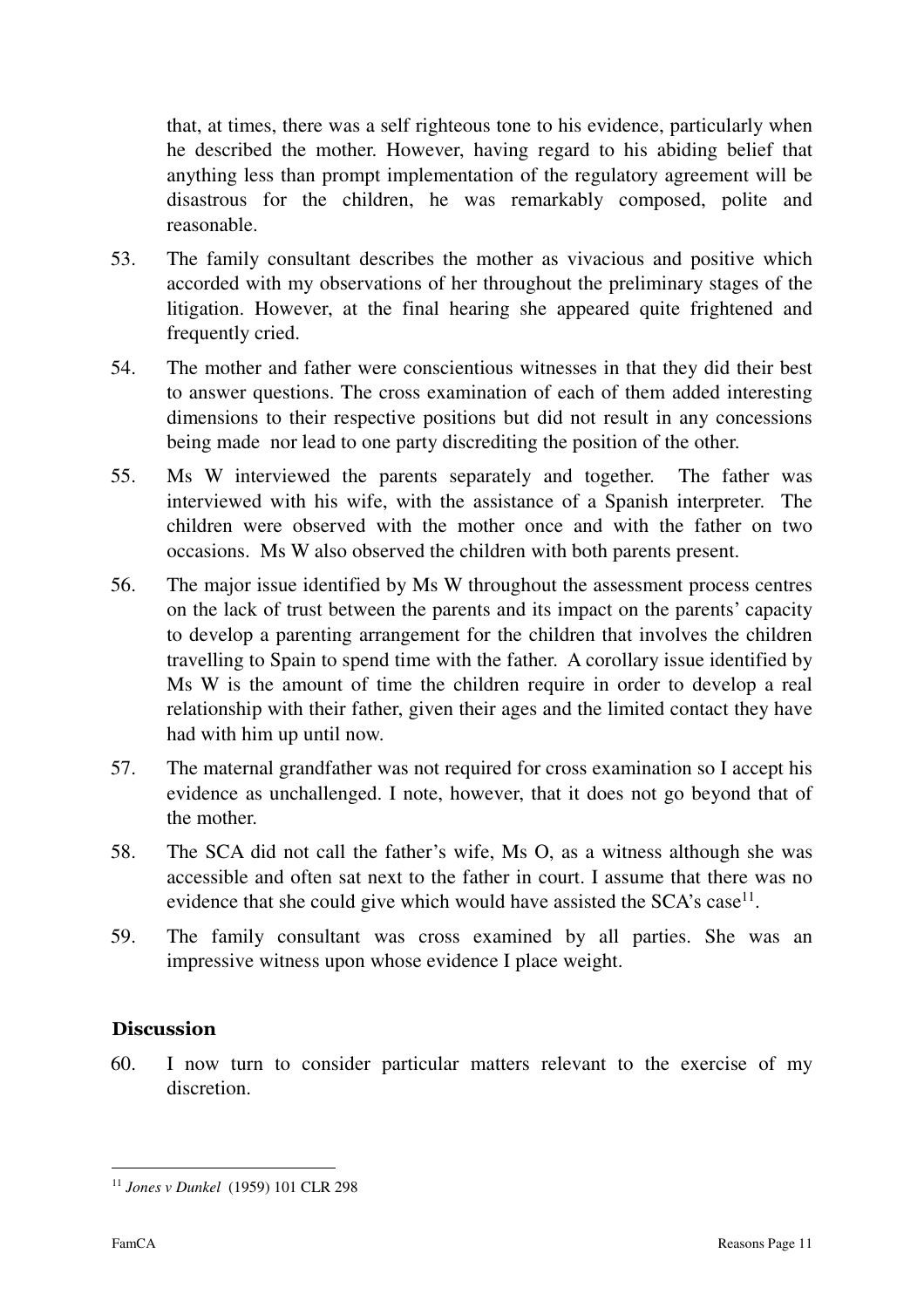that, at times, there was a self righteous tone to his evidence, particularly when he described the mother. However, having regard to his abiding belief that anything less than prompt implementation of the regulatory agreement will be disastrous for the children, he was remarkably composed, polite and reasonable.

53. The family consultant describes the mother as vivacious and positive which accorded with my observations of her throughout the preliminary stages of the litigation. However, at the final hearing she appeared quite frightened and frequently cried.

54. The mother and father were conscientious witnesses in that they did their best to answer questions. The cross examination of each of them added interesting dimensions to their respective positions but did not result in any concessions being made nor lead to one party discrediting the position of the other.

55. Ms W interviewed the parents separately and together. The father was interviewed with his wife, with the assistance of a Spanish interpreter. The children were observed with the mother once and with the father on two occasions. Ms W also observed the children with both parents present.

56. The major issue identified by Ms W throughout the assessment process centres on the lack of trust between the parents and its impact on the parents' capacity to develop a parenting arrangement for the children that involves the children travelling to Spain to spend time with the father. A corollary issue identified by Ms W is the amount of time the children require in order to develop a real relationship with their father, given their ages and the limited contact they have had with him up until now.

57. The maternal grandfather was not required for cross examination so I accept his evidence as unchallenged. I note, however, that it does not go beyond that of the mother.

58. The SCA did not call the father's wife, Ms O, as a witness although she was accessible and often sat next to the father in court. I assume that there was no evidence that she could give which would have assisted the SCA's case[11].

59. The family consultant was cross examined by all parties. She was an impressive witness upon whose evidence I place weight.

## Discussion

60. I now turn to consider particular matters relevant to the exercise of my discretion.

[11] *Jones v Dunkel* (1959) 101 CLR 298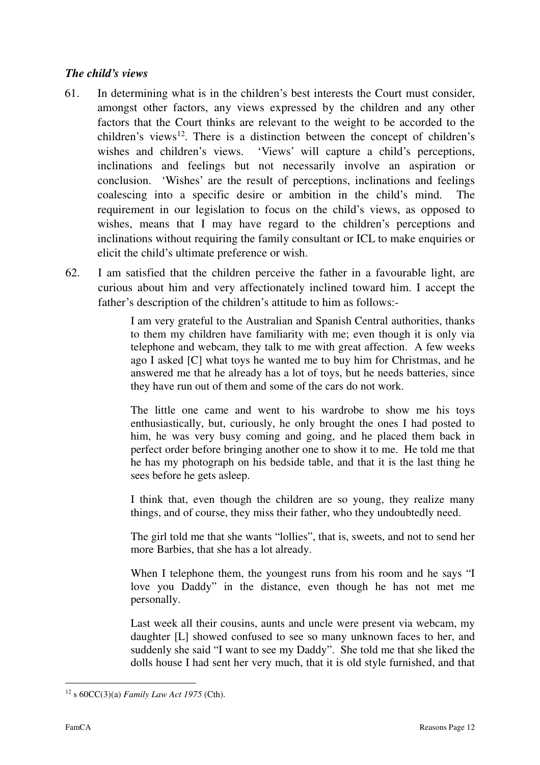### *The child's views*

61. In determining what is in the children's best interests the Court must consider, amongst other factors, any views expressed by the children and any other factors that the Court thinks are relevant to the weight to be accorded to the children's views[12]. There is a distinction between the concept of children's wishes and children's views. 'Views' will capture a child's perceptions, inclinations and feelings but not necessarily involve an aspiration or conclusion. 'Wishes' are the result of perceptions, inclinations and feelings coalescing into a specific desire or ambition in the child's mind. The requirement in our legislation to focus on the child's views, as opposed to wishes, means that I may have regard to the children's perceptions and inclinations without requiring the family consultant or ICL to make enquiries or elicit the child's ultimate preference or wish.

62. I am satisfied that the children perceive the father in a favourable light, are curious about him and very affectionately inclined toward him. I accept the father's description of the children's attitude to him as follows:-

> I am very grateful to the Australian and Spanish Central authorities, thanks to them my children have familiarity with me; even though it is only via telephone and webcam, they talk to me with great affection. A few weeks ago I asked [C] what toys he wanted me to buy him for Christmas, and he answered me that he already has a lot of toys, but he needs batteries, since they have run out of them and some of the cars do not work.
>
> The little one came and went to his wardrobe to show me his toys enthusiastically, but, curiously, he only brought the ones I had posted to him, he was very busy coming and going, and he placed them back in perfect order before bringing another one to show it to me. He told me that he has my photograph on his bedside table, and that it is the last thing he sees before he gets asleep.
>
> I think that, even though the children are so young, they realize many things, and of course, they miss their father, who they undoubtedly need.
>
> The girl told me that she wants "lollies", that is, sweets, and not to send her more Barbies, that she has a lot already.
>
> When I telephone them, the youngest runs from his room and he says "I love you Daddy" in the distance, even though he has not met me personally.
>
> Last week all their cousins, aunts and uncle were present via webcam, my daughter [L] showed confused to see so many unknown faces to her, and suddenly she said "I want to see my Daddy". She told me that she liked the dolls house I had sent her very much, that it is old style furnished, and that

---

[12] s 60CC(3)(a) *Family Law Act 1975* (Cth).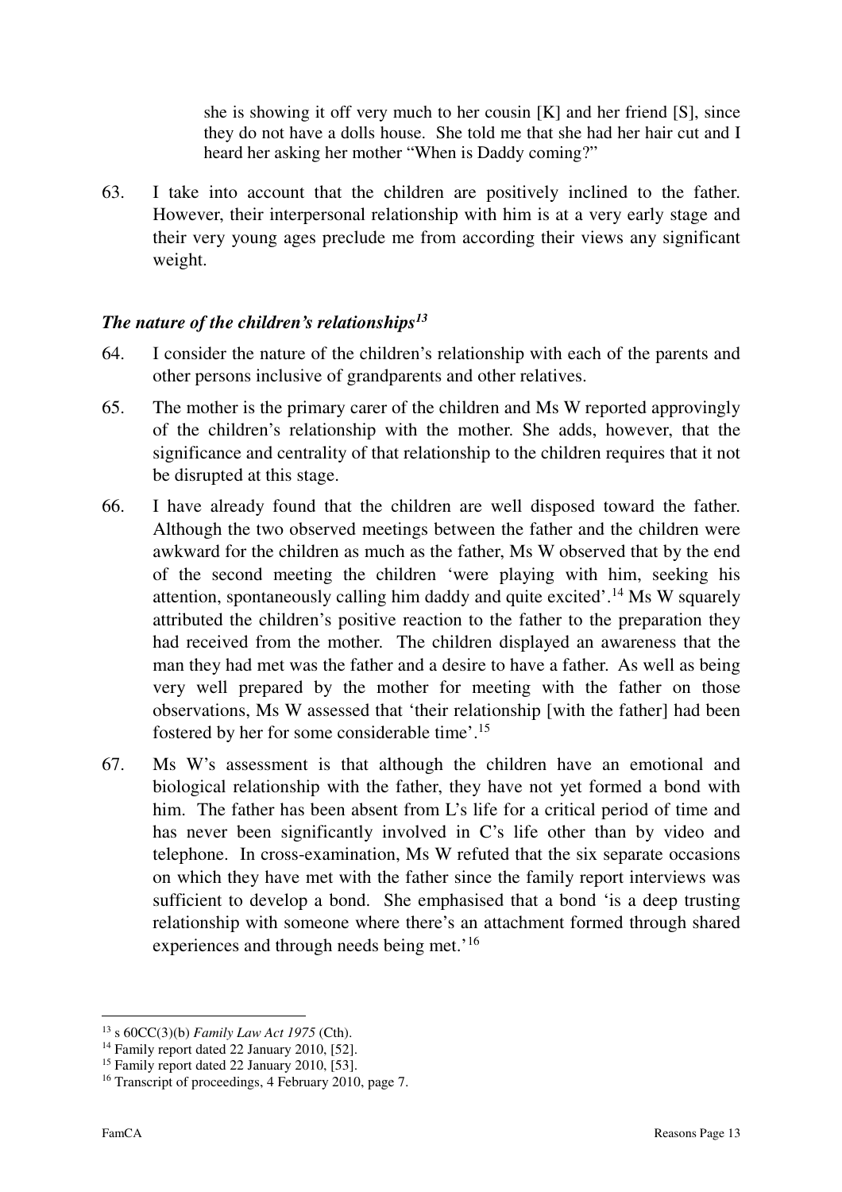> she is showing it off very much to her cousin [K] and her friend [S], since they do not have a dolls house. She told me that she had her hair cut and I heard her asking her mother "When is Daddy coming?"

63. I take into account that the children are positively inclined to the father. However, their interpersonal relationship with him is at a very early stage and their very young ages preclude me from according their views any significant weight.

### *The nature of the children's relationships*[13]

64. I consider the nature of the children's relationship with each of the parents and other persons inclusive of grandparents and other relatives.

65. The mother is the primary carer of the children and Ms W reported approvingly of the children's relationship with the mother. She adds, however, that the significance and centrality of that relationship to the children requires that it not be disrupted at this stage.

66. I have already found that the children are well disposed toward the father. Although the two observed meetings between the father and the children were awkward for the children as much as the father, Ms W observed that by the end of the second meeting the children 'were playing with him, seeking his attention, spontaneously calling him daddy and quite excited'.[14] Ms W squarely attributed the children's positive reaction to the father to the preparation they had received from the mother. The children displayed an awareness that the man they had met was the father and a desire to have a father. As well as being very well prepared by the mother for meeting with the father on those observations, Ms W assessed that 'their relationship [with the father] had been fostered by her for some considerable time'.[15]

67. Ms W's assessment is that although the children have an emotional and biological relationship with the father, they have not yet formed a bond with him. The father has been absent from L's life for a critical period of time and has never been significantly involved in C's life other than by video and telephone. In cross-examination, Ms W refuted that the six separate occasions on which they have met with the father since the family report interviews was sufficient to develop a bond. She emphasised that a bond 'is a deep trusting relationship with someone where there's an attachment formed through shared experiences and through needs being met.'[16]

---

[13] s 60CC(3)(b) *Family Law Act 1975* (Cth).

[14] Family report dated 22 January 2010, [52].

[15] Family report dated 22 January 2010, [53].

[16] Transcript of proceedings, 4 February 2010, page 7.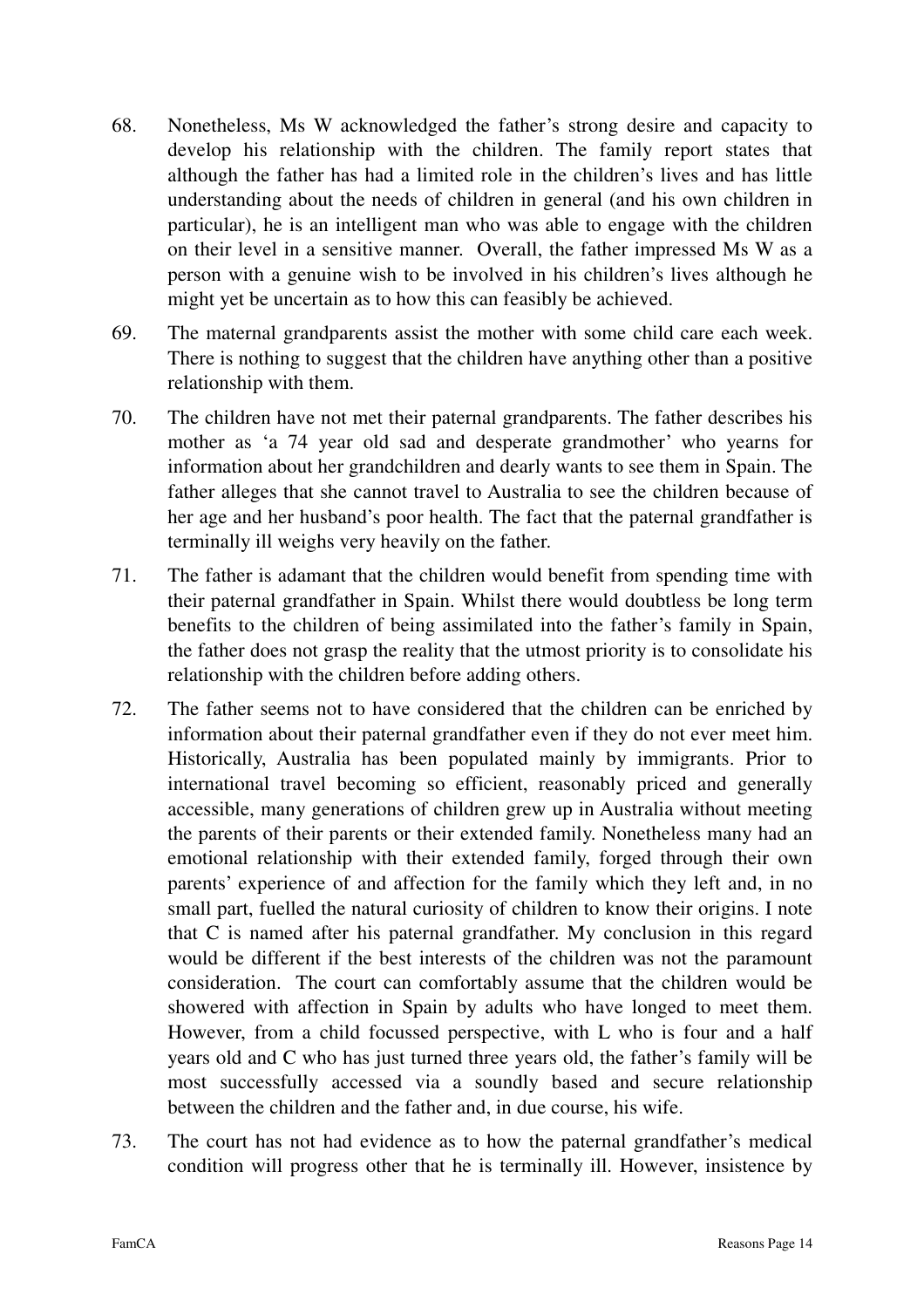68. Nonetheless, Ms W acknowledged the father's strong desire and capacity to develop his relationship with the children. The family report states that although the father has had a limited role in the children's lives and has little understanding about the needs of children in general (and his own children in particular), he is an intelligent man who was able to engage with the children on their level in a sensitive manner. Overall, the father impressed Ms W as a person with a genuine wish to be involved in his children's lives although he might yet be uncertain as to how this can feasibly be achieved.

69. The maternal grandparents assist the mother with some child care each week. There is nothing to suggest that the children have anything other than a positive relationship with them.

70. The children have not met their paternal grandparents. The father describes his mother as 'a 74 year old sad and desperate grandmother' who yearns for information about her grandchildren and dearly wants to see them in Spain. The father alleges that she cannot travel to Australia to see the children because of her age and her husband's poor health. The fact that the paternal grandfather is terminally ill weighs very heavily on the father.

71. The father is adamant that the children would benefit from spending time with their paternal grandfather in Spain. Whilst there would doubtless be long term benefits to the children of being assimilated into the father's family in Spain, the father does not grasp the reality that the utmost priority is to consolidate his relationship with the children before adding others.

72. The father seems not to have considered that the children can be enriched by information about their paternal grandfather even if they do not ever meet him. Historically, Australia has been populated mainly by immigrants. Prior to international travel becoming so efficient, reasonably priced and generally accessible, many generations of children grew up in Australia without meeting the parents of their parents or their extended family. Nonetheless many had an emotional relationship with their extended family, forged through their own parents' experience of and affection for the family which they left and, in no small part, fuelled the natural curiosity of children to know their origins. I note that C is named after his paternal grandfather. My conclusion in this regard would be different if the best interests of the children was not the paramount consideration. The court can comfortably assume that the children would be showered with affection in Spain by adults who have longed to meet them. However, from a child focussed perspective, with L who is four and a half years old and C who has just turned three years old, the father's family will be most successfully accessed via a soundly based and secure relationship between the children and the father and, in due course, his wife.

73. The court has not had evidence as to how the paternal grandfather's medical condition will progress other that he is terminally ill. However, insistence by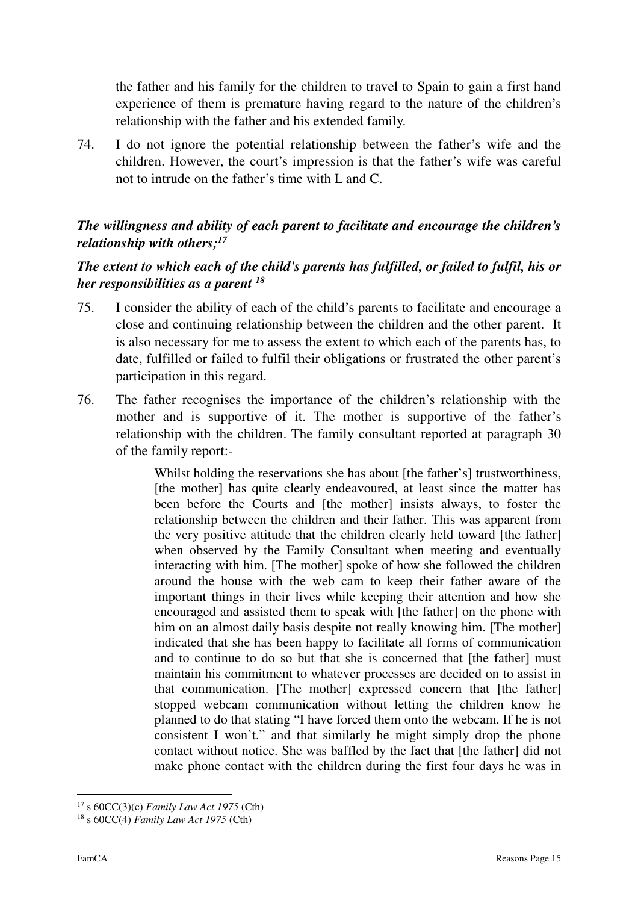the father and his family for the children to travel to Spain to gain a first hand experience of them is premature having regard to the nature of the children's relationship with the father and his extended family.

74. I do not ignore the potential relationship between the father's wife and the children. However, the court's impression is that the father's wife was careful not to intrude on the father's time with L and C.

### *The willingness and ability of each parent to facilitate and encourage the children's relationship with others;*[17]

### *The extent to which each of the child's parents has fulfilled, or failed to fulfil, his or her responsibilities as a parent*[18]

75. I consider the ability of each of the child's parents to facilitate and encourage a close and continuing relationship between the children and the other parent. It is also necessary for me to assess the extent to which each of the parents has, to date, fulfilled or failed to fulfil their obligations or frustrated the other parent's participation in this regard.

76. The father recognises the importance of the children's relationship with the mother and is supportive of it. The mother is supportive of the father's relationship with the children. The family consultant reported at paragraph 30 of the family report:-

> Whilst holding the reservations she has about [the father's] trustworthiness, [the mother] has quite clearly endeavoured, at least since the matter has been before the Courts and [the mother] insists always, to foster the relationship between the children and their father. This was apparent from the very positive attitude that the children clearly held toward [the father] when observed by the Family Consultant when meeting and eventually interacting with him. [The mother] spoke of how she followed the children around the house with the web cam to keep their father aware of the important things in their lives while keeping their attention and how she encouraged and assisted them to speak with [the father] on the phone with him on an almost daily basis despite not really knowing him. [The mother] indicated that she has been happy to facilitate all forms of communication and to continue to do so but that she is concerned that [the father] must maintain his commitment to whatever processes are decided on to assist in that communication. [The mother] expressed concern that [the father] stopped webcam communication without letting the children know he planned to do that stating "I have forced them onto the webcam. If he is not consistent I won't." and that similarly he might simply drop the phone contact without notice. She was baffled by the fact that [the father] did not make phone contact with the children during the first four days he was in

---

[17] s 60CC(3)(c) *Family Law Act 1975* (Cth)

[18] s 60CC(4) *Family Law Act 1975* (Cth)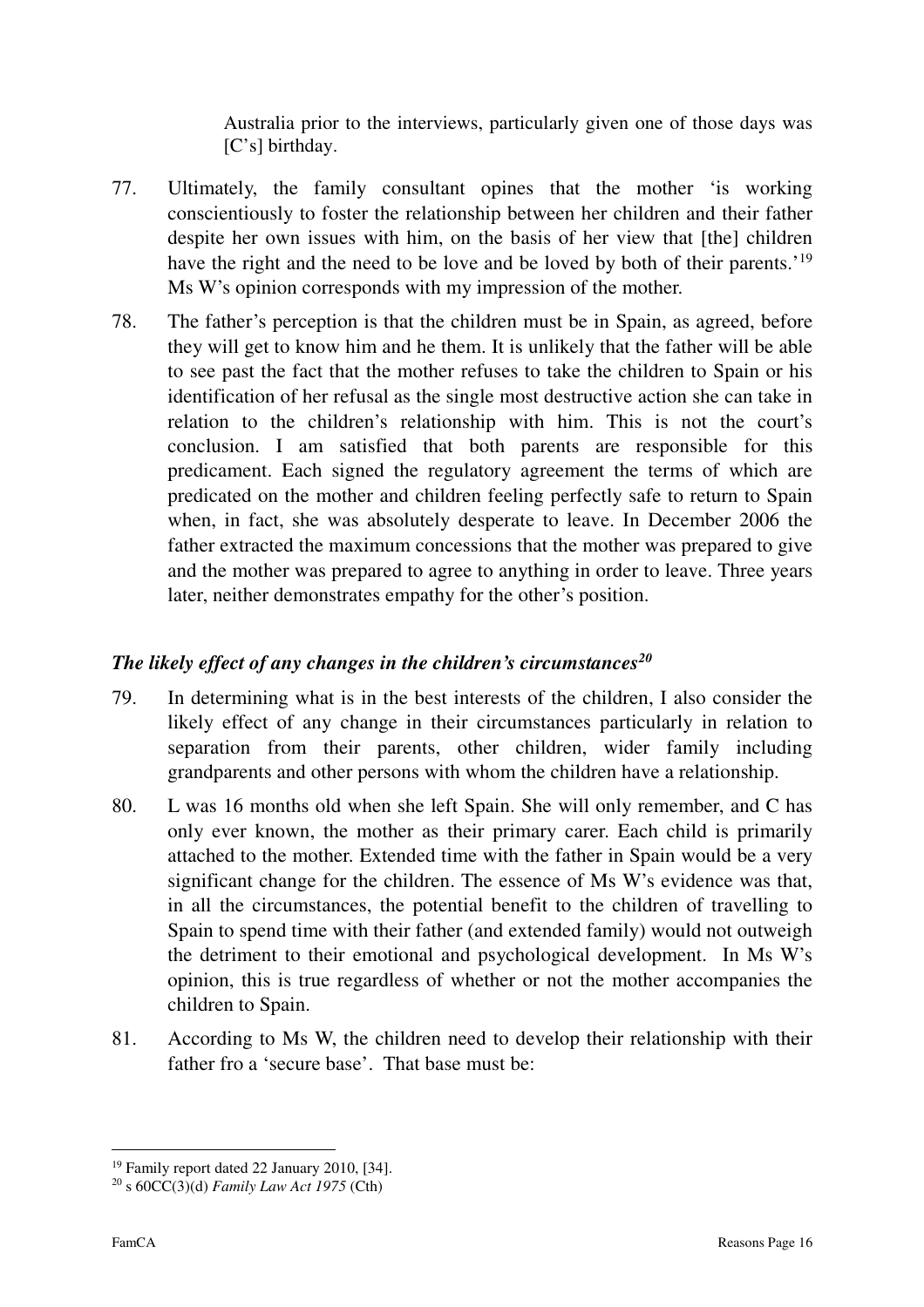Australia prior to the interviews, particularly given one of those days was [C's] birthday.

77. Ultimately, the family consultant opines that the mother 'is working conscientiously to foster the relationship between her children and their father despite her own issues with him, on the basis of her view that [the] children have the right and the need to be love and be loved by both of their parents.'[19] Ms W's opinion corresponds with my impression of the mother.

78. The father's perception is that the children must be in Spain, as agreed, before they will get to know him and he them. It is unlikely that the father will be able to see past the fact that the mother refuses to take the children to Spain or his identification of her refusal as the single most destructive action she can take in relation to the children's relationship with him. This is not the court's conclusion. I am satisfied that both parents are responsible for this predicament. Each signed the regulatory agreement the terms of which are predicated on the mother and children feeling perfectly safe to return to Spain when, in fact, she was absolutely desperate to leave. In December 2006 the father extracted the maximum concessions that the mother was prepared to give and the mother was prepared to agree to anything in order to leave. Three years later, neither demonstrates empathy for the other's position.

### *The likely effect of any changes in the children's circumstances[20]*

79. In determining what is in the best interests of the children, I also consider the likely effect of any change in their circumstances particularly in relation to separation from their parents, other children, wider family including grandparents and other persons with whom the children have a relationship.

80. L was 16 months old when she left Spain. She will only remember, and C has only ever known, the mother as their primary carer. Each child is primarily attached to the mother. Extended time with the father in Spain would be a very significant change for the children. The essence of Ms W's evidence was that, in all the circumstances, the potential benefit to the children of travelling to Spain to spend time with their father (and extended family) would not outweigh the detriment to their emotional and psychological development. In Ms W's opinion, this is true regardless of whether or not the mother accompanies the children to Spain.

81. According to Ms W, the children need to develop their relationship with their father fro a 'secure base'. That base must be:

---

[19] Family report dated 22 January 2010, [34].

[20] s 60CC(3)(d) *Family Law Act 1975* (Cth)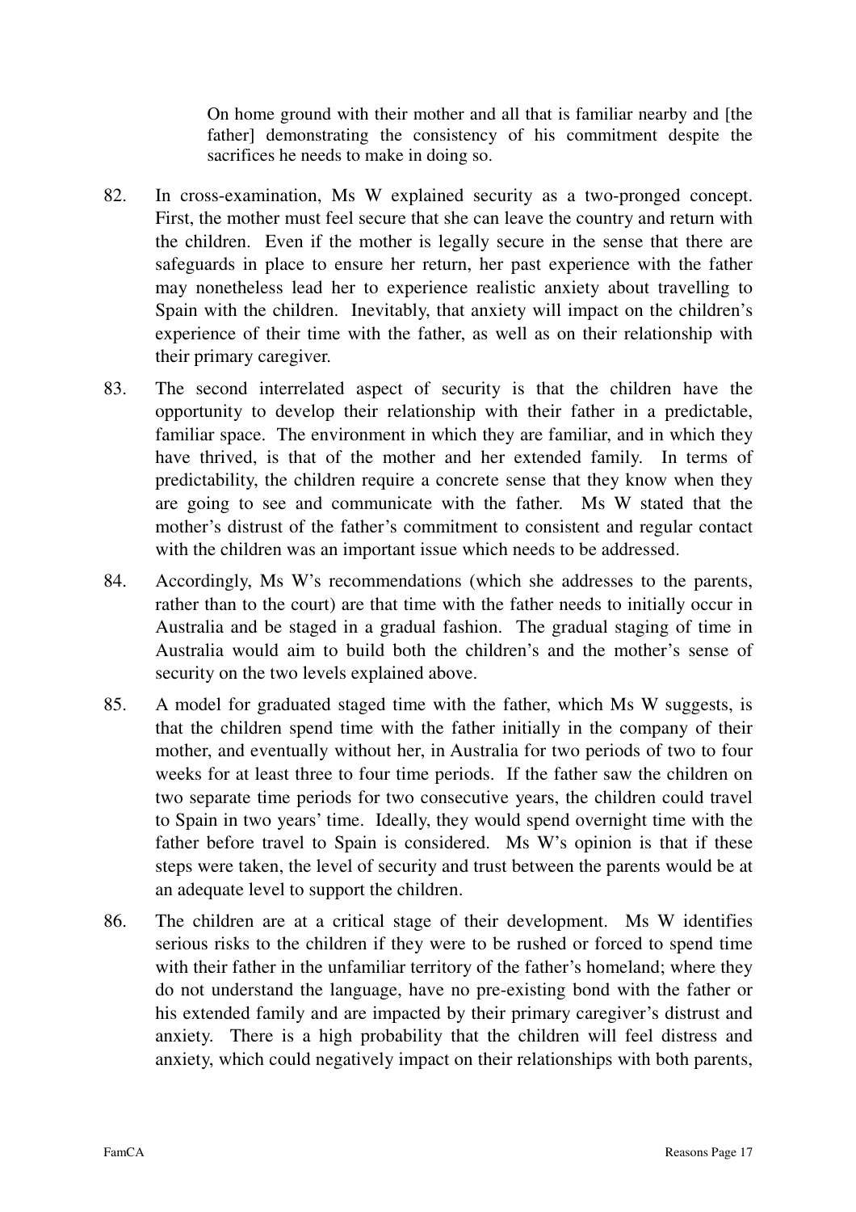> On home ground with their mother and all that is familiar nearby and [the father] demonstrating the consistency of his commitment despite the sacrifices he needs to make in doing so.

82. In cross-examination, Ms W explained security as a two-pronged concept. First, the mother must feel secure that she can leave the country and return with the children. Even if the mother is legally secure in the sense that there are safeguards in place to ensure her return, her past experience with the father may nonetheless lead her to experience realistic anxiety about travelling to Spain with the children. Inevitably, that anxiety will impact on the children's experience of their time with the father, as well as on their relationship with their primary caregiver.

83. The second interrelated aspect of security is that the children have the opportunity to develop their relationship with their father in a predictable, familiar space. The environment in which they are familiar, and in which they have thrived, is that of the mother and her extended family. In terms of predictability, the children require a concrete sense that they know when they are going to see and communicate with the father. Ms W stated that the mother's distrust of the father's commitment to consistent and regular contact with the children was an important issue which needs to be addressed.

84. Accordingly, Ms W's recommendations (which she addresses to the parents, rather than to the court) are that time with the father needs to initially occur in Australia and be staged in a gradual fashion. The gradual staging of time in Australia would aim to build both the children's and the mother's sense of security on the two levels explained above.

85. A model for graduated staged time with the father, which Ms W suggests, is that the children spend time with the father initially in the company of their mother, and eventually without her, in Australia for two periods of two to four weeks for at least three to four time periods. If the father saw the children on two separate time periods for two consecutive years, the children could travel to Spain in two years' time. Ideally, they would spend overnight time with the father before travel to Spain is considered. Ms W's opinion is that if these steps were taken, the level of security and trust between the parents would be at an adequate level to support the children.

86. The children are at a critical stage of their development. Ms W identifies serious risks to the children if they were to be rushed or forced to spend time with their father in the unfamiliar territory of the father's homeland; where they do not understand the language, have no pre-existing bond with the father or his extended family and are impacted by their primary caregiver's distrust and anxiety. There is a high probability that the children will feel distress and anxiety, which could negatively impact on their relationships with both parents,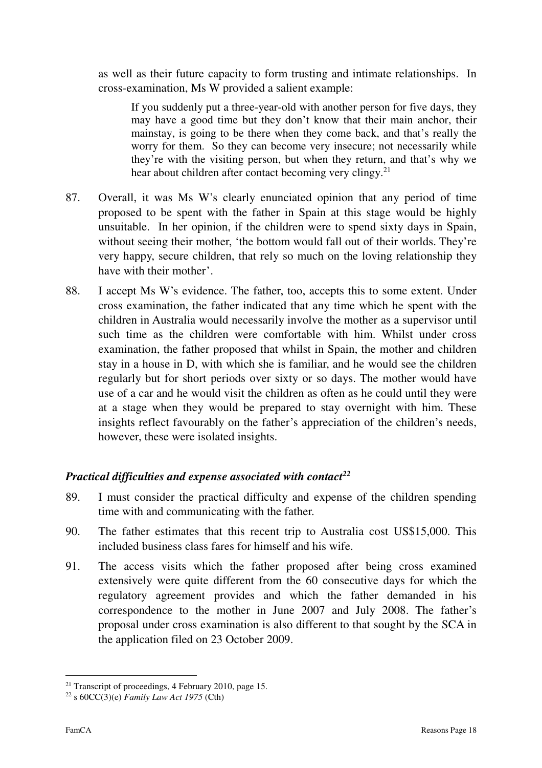as well as their future capacity to form trusting and intimate relationships. In cross-examination, Ms W provided a salient example:

> If you suddenly put a three-year-old with another person for five days, they may have a good time but they don't know that their main anchor, their mainstay, is going to be there when they come back, and that's really the worry for them. So they can become very insecure; not necessarily while they're with the visiting person, but when they return, and that's why we hear about children after contact becoming very clingy.[21]

87. Overall, it was Ms W's clearly enunciated opinion that any period of time proposed to be spent with the father in Spain at this stage would be highly unsuitable. In her opinion, if the children were to spend sixty days in Spain, without seeing their mother, 'the bottom would fall out of their worlds. They're very happy, secure children, that rely so much on the loving relationship they have with their mother'.

88. I accept Ms W's evidence. The father, too, accepts this to some extent. Under cross examination, the father indicated that any time which he spent with the children in Australia would necessarily involve the mother as a supervisor until such time as the children were comfortable with him. Whilst under cross examination, the father proposed that whilst in Spain, the mother and children stay in a house in D, with which she is familiar, and he would see the children regularly but for short periods over sixty or so days. The mother would have use of a car and he would visit the children as often as he could until they were at a stage when they would be prepared to stay overnight with him. These insights reflect favourably on the father's appreciation of the children's needs, however, these were isolated insights.

### *Practical difficulties and expense associated with contact[22]*

89. I must consider the practical difficulty and expense of the children spending time with and communicating with the father.

90. The father estimates that this recent trip to Australia cost US$15,000. This included business class fares for himself and his wife.

91. The access visits which the father proposed after being cross examined extensively were quite different from the 60 consecutive days for which the regulatory agreement provides and which the father demanded in his correspondence to the mother in June 2007 and July 2008. The father's proposal under cross examination is also different to that sought by the SCA in the application filed on 23 October 2009.

---

[21] Transcript of proceedings, 4 February 2010, page 15.

[22] s 60CC(3)(e) *Family Law Act 1975* (Cth)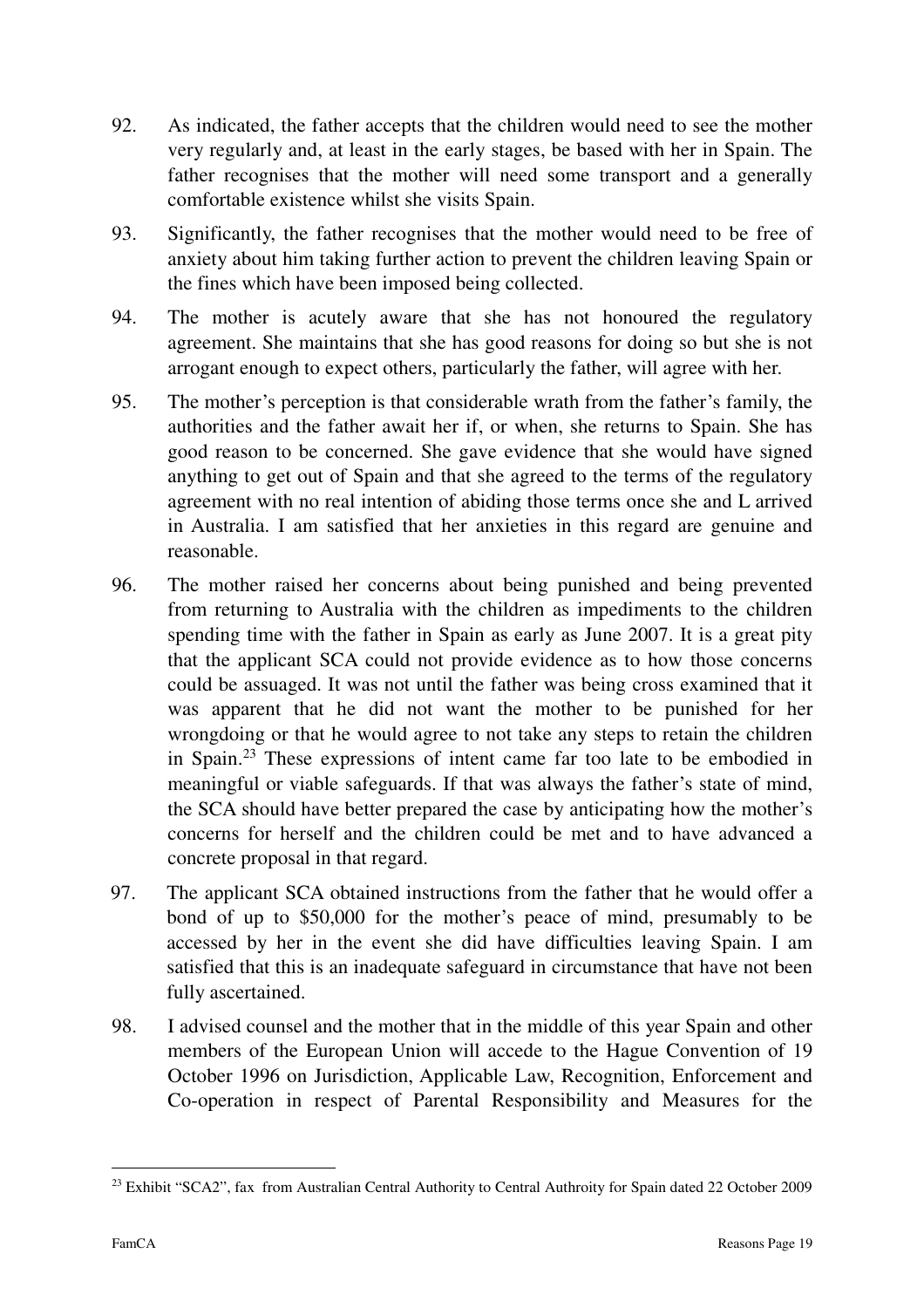92. As indicated, the father accepts that the children would need to see the mother very regularly and, at least in the early stages, be based with her in Spain. The father recognises that the mother will need some transport and a generally comfortable existence whilst she visits Spain.

93. Significantly, the father recognises that the mother would need to be free of anxiety about him taking further action to prevent the children leaving Spain or the fines which have been imposed being collected.

94. The mother is acutely aware that she has not honoured the regulatory agreement. She maintains that she has good reasons for doing so but she is not arrogant enough to expect others, particularly the father, will agree with her.

95. The mother's perception is that considerable wrath from the father's family, the authorities and the father await her if, or when, she returns to Spain. She has good reason to be concerned. She gave evidence that she would have signed anything to get out of Spain and that she agreed to the terms of the regulatory agreement with no real intention of abiding those terms once she and L arrived in Australia. I am satisfied that her anxieties in this regard are genuine and reasonable.

96. The mother raised her concerns about being punished and being prevented from returning to Australia with the children as impediments to the children spending time with the father in Spain as early as June 2007. It is a great pity that the applicant SCA could not provide evidence as to how those concerns could be assuaged. It was not until the father was being cross examined that it was apparent that he did not want the mother to be punished for her wrongdoing or that he would agree to not take any steps to retain the children in Spain.[23] These expressions of intent came far too late to be embodied in meaningful or viable safeguards. If that was always the father's state of mind, the SCA should have better prepared the case by anticipating how the mother's concerns for herself and the children could be met and to have advanced a concrete proposal in that regard.

97. The applicant SCA obtained instructions from the father that he would offer a bond of up to $50,000 for the mother's peace of mind, presumably to be accessed by her in the event she did have difficulties leaving Spain. I am satisfied that this is an inadequate safeguard in circumstance that have not been fully ascertained.

98. I advised counsel and the mother that in the middle of this year Spain and other members of the European Union will accede to the Hague Convention of 19 October 1996 on Jurisdiction, Applicable Law, Recognition, Enforcement and Co-operation in respect of Parental Responsibility and Measures for the

---

[23] Exhibit "SCA2", fax from Australian Central Authority to Central Authroity for Spain dated 22 October 2009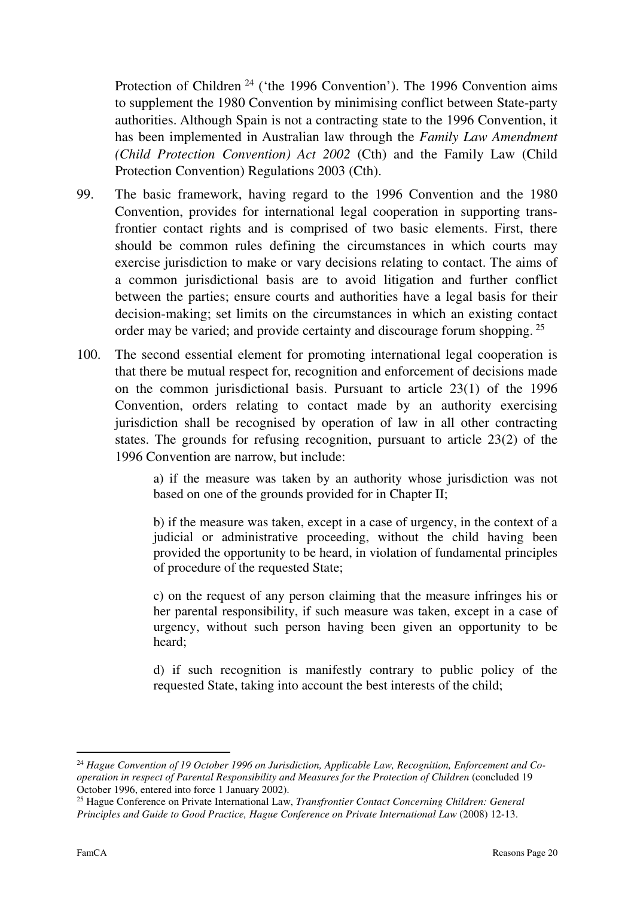Protection of Children [24] ('the 1996 Convention'). The 1996 Convention aims to supplement the 1980 Convention by minimising conflict between State-party authorities. Although Spain is not a contracting state to the 1996 Convention, it has been implemented in Australian law through the *Family Law Amendment (Child Protection Convention) Act 2002* (Cth) and the Family Law (Child Protection Convention) Regulations 2003 (Cth).

99. The basic framework, having regard to the 1996 Convention and the 1980 Convention, provides for international legal cooperation in supporting trans-frontier contact rights and is comprised of two basic elements. First, there should be common rules defining the circumstances in which courts may exercise jurisdiction to make or vary decisions relating to contact. The aims of a common jurisdictional basis are to avoid litigation and further conflict between the parties; ensure courts and authorities have a legal basis for their decision-making; set limits on the circumstances in which an existing contact order may be varied; and provide certainty and discourage forum shopping. [25]

100. The second essential element for promoting international legal cooperation is that there be mutual respect for, recognition and enforcement of decisions made on the common jurisdictional basis. Pursuant to article 23(1) of the 1996 Convention, orders relating to contact made by an authority exercising jurisdiction shall be recognised by operation of law in all other contracting states. The grounds for refusing recognition, pursuant to article 23(2) of the 1996 Convention are narrow, but include:

> a) if the measure was taken by an authority whose jurisdiction was not based on one of the grounds provided for in Chapter II;
>
> b) if the measure was taken, except in a case of urgency, in the context of a judicial or administrative proceeding, without the child having been provided the opportunity to be heard, in violation of fundamental principles of procedure of the requested State;
>
> c) on the request of any person claiming that the measure infringes his or her parental responsibility, if such measure was taken, except in a case of urgency, without such person having been given an opportunity to be heard;
>
> d) if such recognition is manifestly contrary to public policy of the requested State, taking into account the best interests of the child;

---

[24] *Hague Convention of 19 October 1996 on Jurisdiction, Applicable Law, Recognition, Enforcement and Co-operation in respect of Parental Responsibility and Measures for the Protection of Children* (concluded 19 October 1996, entered into force 1 January 2002).

[25] Hague Conference on Private International Law, *Transfrontier Contact Concerning Children: General Principles and Guide to Good Practice, Hague Conference on Private International Law* (2008) 12-13.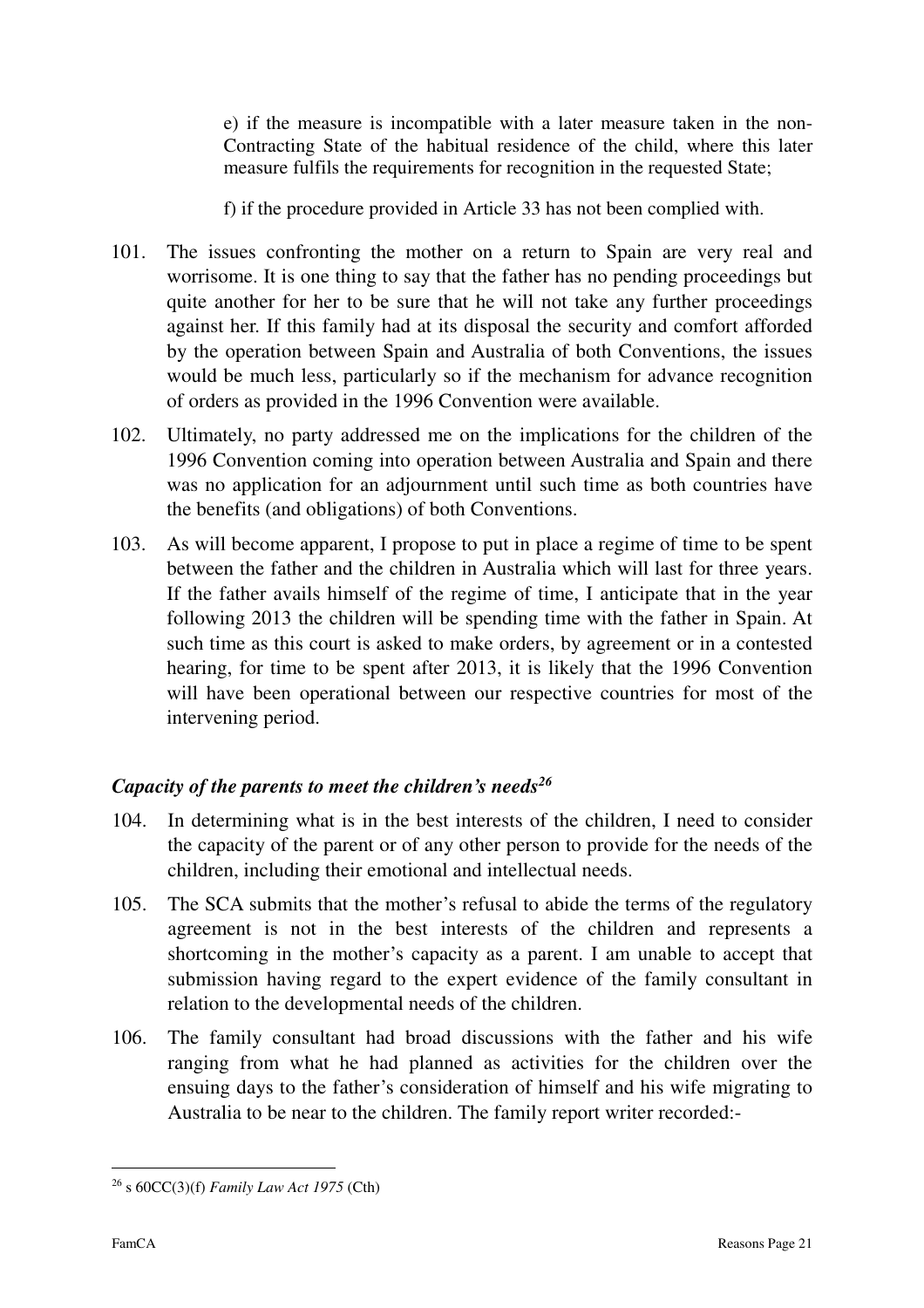e) if the measure is incompatible with a later measure taken in the non-Contracting State of the habitual residence of the child, where this later measure fulfils the requirements for recognition in the requested State;

f) if the procedure provided in Article 33 has not been complied with.

101. The issues confronting the mother on a return to Spain are very real and worrisome. It is one thing to say that the father has no pending proceedings but quite another for her to be sure that he will not take any further proceedings against her. If this family had at its disposal the security and comfort afforded by the operation between Spain and Australia of both Conventions, the issues would be much less, particularly so if the mechanism for advance recognition of orders as provided in the 1996 Convention were available.

102. Ultimately, no party addressed me on the implications for the children of the 1996 Convention coming into operation between Australia and Spain and there was no application for an adjournment until such time as both countries have the benefits (and obligations) of both Conventions.

103. As will become apparent, I propose to put in place a regime of time to be spent between the father and the children in Australia which will last for three years. If the father avails himself of the regime of time, I anticipate that in the year following 2013 the children will be spending time with the father in Spain. At such time as this court is asked to make orders, by agreement or in a contested hearing, for time to be spent after 2013, it is likely that the 1996 Convention will have been operational between our respective countries for most of the intervening period.

### *Capacity of the parents to meet the children's needs*[26]

104. In determining what is in the best interests of the children, I need to consider the capacity of the parent or of any other person to provide for the needs of the children, including their emotional and intellectual needs.

105. The SCA submits that the mother's refusal to abide the terms of the regulatory agreement is not in the best interests of the children and represents a shortcoming in the mother's capacity as a parent. I am unable to accept that submission having regard to the expert evidence of the family consultant in relation to the developmental needs of the children.

106. The family consultant had broad discussions with the father and his wife ranging from what he had planned as activities for the children over the ensuing days to the father's consideration of himself and his wife migrating to Australia to be near to the children. The family report writer recorded:-

[26] s 60CC(3)(f) *Family Law Act 1975* (Cth)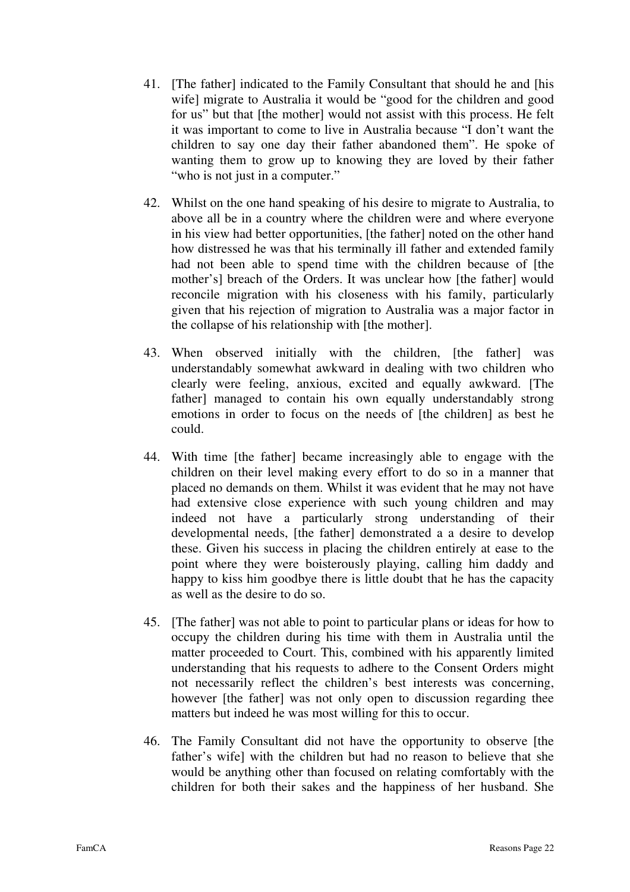41. [The father] indicated to the Family Consultant that should he and [his wife] migrate to Australia it would be "good for the children and good for us" but that [the mother] would not assist with this process. He felt it was important to come to live in Australia because "I don't want the children to say one day their father abandoned them". He spoke of wanting them to grow up to knowing they are loved by their father "who is not just in a computer."

42. Whilst on the one hand speaking of his desire to migrate to Australia, to above all be in a country where the children were and where everyone in his view had better opportunities, [the father] noted on the other hand how distressed he was that his terminally ill father and extended family had not been able to spend time with the children because of [the mother's] breach of the Orders. It was unclear how [the father] would reconcile migration with his closeness with his family, particularly given that his rejection of migration to Australia was a major factor in the collapse of his relationship with [the mother].

43. When observed initially with the children, [the father] was understandably somewhat awkward in dealing with two children who clearly were feeling, anxious, excited and equally awkward. [The father] managed to contain his own equally understandably strong emotions in order to focus on the needs of [the children] as best he could.

44. With time [the father] became increasingly able to engage with the children on their level making every effort to do so in a manner that placed no demands on them. Whilst it was evident that he may not have had extensive close experience with such young children and may indeed not have a particularly strong understanding of their developmental needs, [the father] demonstrated a a desire to develop these. Given his success in placing the children entirely at ease to the point where they were boisterously playing, calling him daddy and happy to kiss him goodbye there is little doubt that he has the capacity as well as the desire to do so.

45. [The father] was not able to point to particular plans or ideas for how to occupy the children during his time with them in Australia until the matter proceeded to Court. This, combined with his apparently limited understanding that his requests to adhere to the Consent Orders might not necessarily reflect the children's best interests was concerning, however [the father] was not only open to discussion regarding thee matters but indeed he was most willing for this to occur.

46. The Family Consultant did not have the opportunity to observe [the father's wife] with the children but had no reason to believe that she would be anything other than focused on relating comfortably with the children for both their sakes and the happiness of her husband. She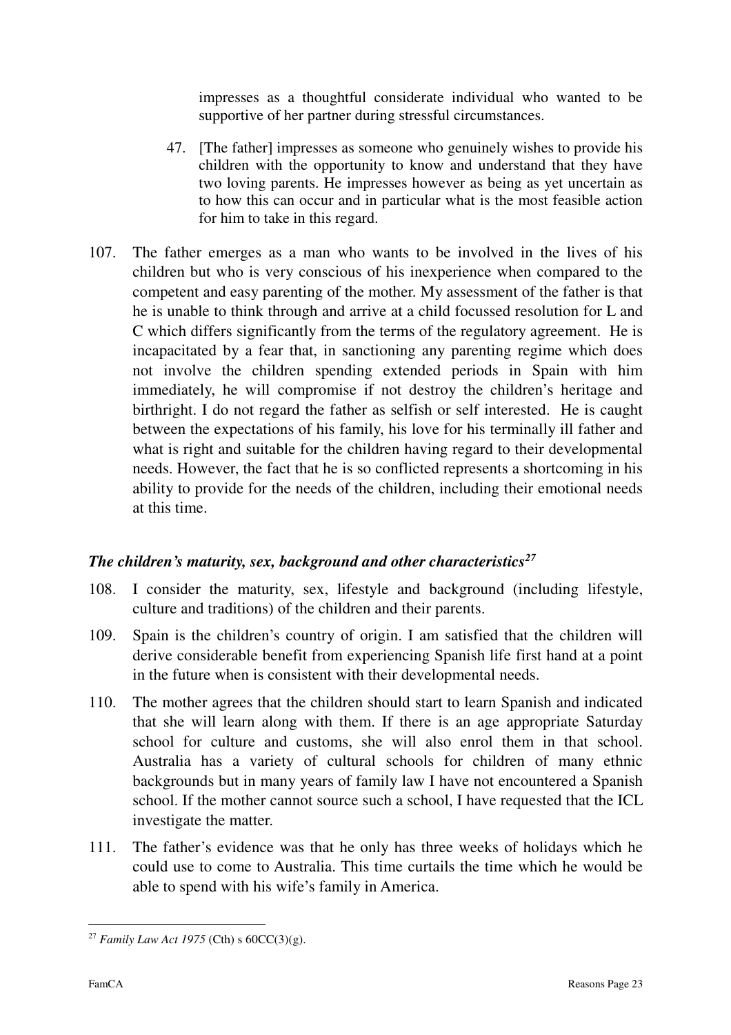impresses as a thoughtful considerate individual who wanted to be supportive of her partner during stressful circumstances.

47. [The father] impresses as someone who genuinely wishes to provide his children with the opportunity to know and understand that they have two loving parents. He impresses however as being as yet uncertain as to how this can occur and in particular what is the most feasible action for him to take in this regard.

107. The father emerges as a man who wants to be involved in the lives of his children but who is very conscious of his inexperience when compared to the competent and easy parenting of the mother. My assessment of the father is that he is unable to think through and arrive at a child focussed resolution for L and C which differs significantly from the terms of the regulatory agreement. He is incapacitated by a fear that, in sanctioning any parenting regime which does not involve the children spending extended periods in Spain with him immediately, he will compromise if not destroy the children's heritage and birthright. I do not regard the father as selfish or self interested. He is caught between the expectations of his family, his love for his terminally ill father and what is right and suitable for the children having regard to their developmental needs. However, the fact that he is so conflicted represents a shortcoming in his ability to provide for the needs of the children, including their emotional needs at this time.

### *The children's maturity, sex, background and other characteristics*[27]

108. I consider the maturity, sex, lifestyle and background (including lifestyle, culture and traditions) of the children and their parents.

109. Spain is the children's country of origin. I am satisfied that the children will derive considerable benefit from experiencing Spanish life first hand at a point in the future when is consistent with their developmental needs.

110. The mother agrees that the children should start to learn Spanish and indicated that she will learn along with them. If there is an age appropriate Saturday school for culture and customs, she will also enrol them in that school. Australia has a variety of cultural schools for children of many ethnic backgrounds but in many years of family law I have not encountered a Spanish school. If the mother cannot source such a school, I have requested that the ICL investigate the matter.

111. The father's evidence was that he only has three weeks of holidays which he could use to come to Australia. This time curtails the time which he would be able to spend with his wife's family in America.

---

[27] *Family Law Act 1975* (Cth) s 60CC(3)(g).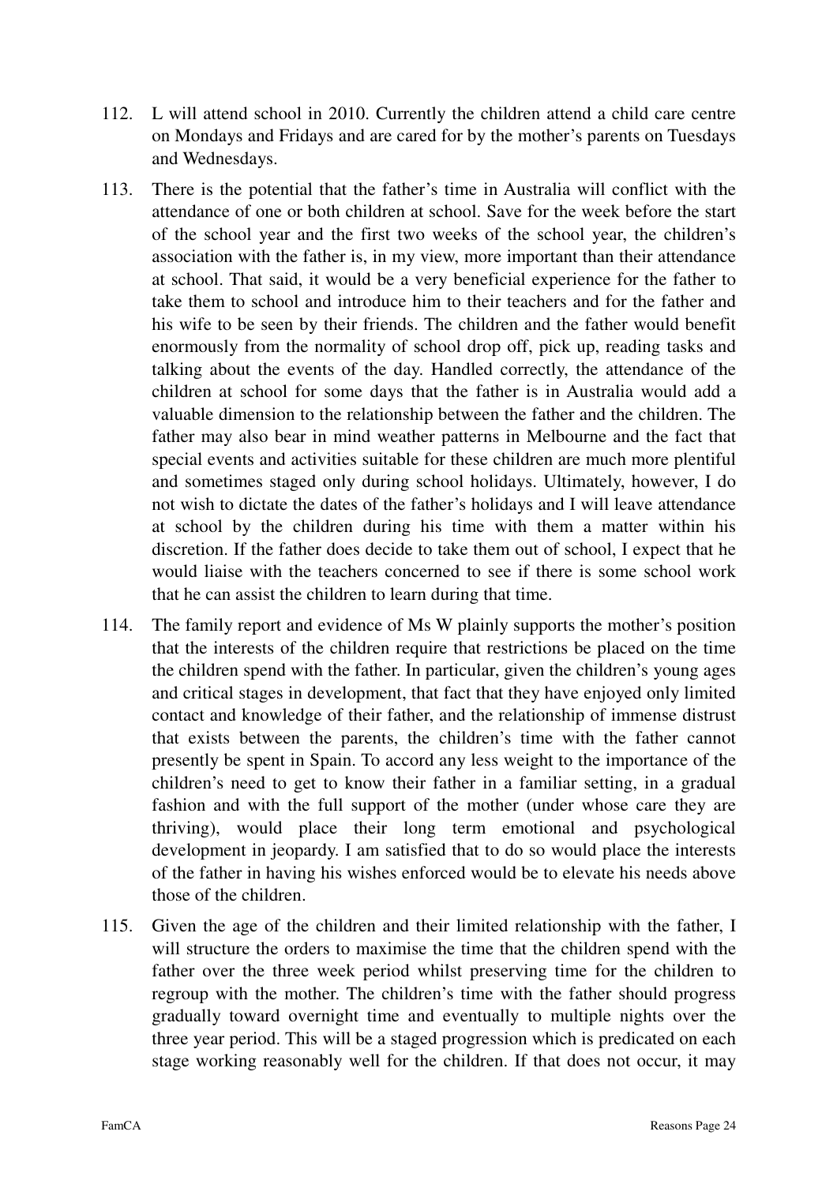112. L will attend school in 2010. Currently the children attend a child care centre on Mondays and Fridays and are cared for by the mother's parents on Tuesdays and Wednesdays.

113. There is the potential that the father's time in Australia will conflict with the attendance of one or both children at school. Save for the week before the start of the school year and the first two weeks of the school year, the children's association with the father is, in my view, more important than their attendance at school. That said, it would be a very beneficial experience for the father to take them to school and introduce him to their teachers and for the father and his wife to be seen by their friends. The children and the father would benefit enormously from the normality of school drop off, pick up, reading tasks and talking about the events of the day. Handled correctly, the attendance of the children at school for some days that the father is in Australia would add a valuable dimension to the relationship between the father and the children. The father may also bear in mind weather patterns in Melbourne and the fact that special events and activities suitable for these children are much more plentiful and sometimes staged only during school holidays. Ultimately, however, I do not wish to dictate the dates of the father's holidays and I will leave attendance at school by the children during his time with them a matter within his discretion. If the father does decide to take them out of school, I expect that he would liaise with the teachers concerned to see if there is some school work that he can assist the children to learn during that time.

114. The family report and evidence of Ms W plainly supports the mother's position that the interests of the children require that restrictions be placed on the time the children spend with the father. In particular, given the children's young ages and critical stages in development, that fact that they have enjoyed only limited contact and knowledge of their father, and the relationship of immense distrust that exists between the parents, the children's time with the father cannot presently be spent in Spain. To accord any less weight to the importance of the children's need to get to know their father in a familiar setting, in a gradual fashion and with the full support of the mother (under whose care they are thriving), would place their long term emotional and psychological development in jeopardy. I am satisfied that to do so would place the interests of the father in having his wishes enforced would be to elevate his needs above those of the children.

115. Given the age of the children and their limited relationship with the father, I will structure the orders to maximise the time that the children spend with the father over the three week period whilst preserving time for the children to regroup with the mother. The children's time with the father should progress gradually toward overnight time and eventually to multiple nights over the three year period. This will be a staged progression which is predicated on each stage working reasonably well for the children. If that does not occur, it may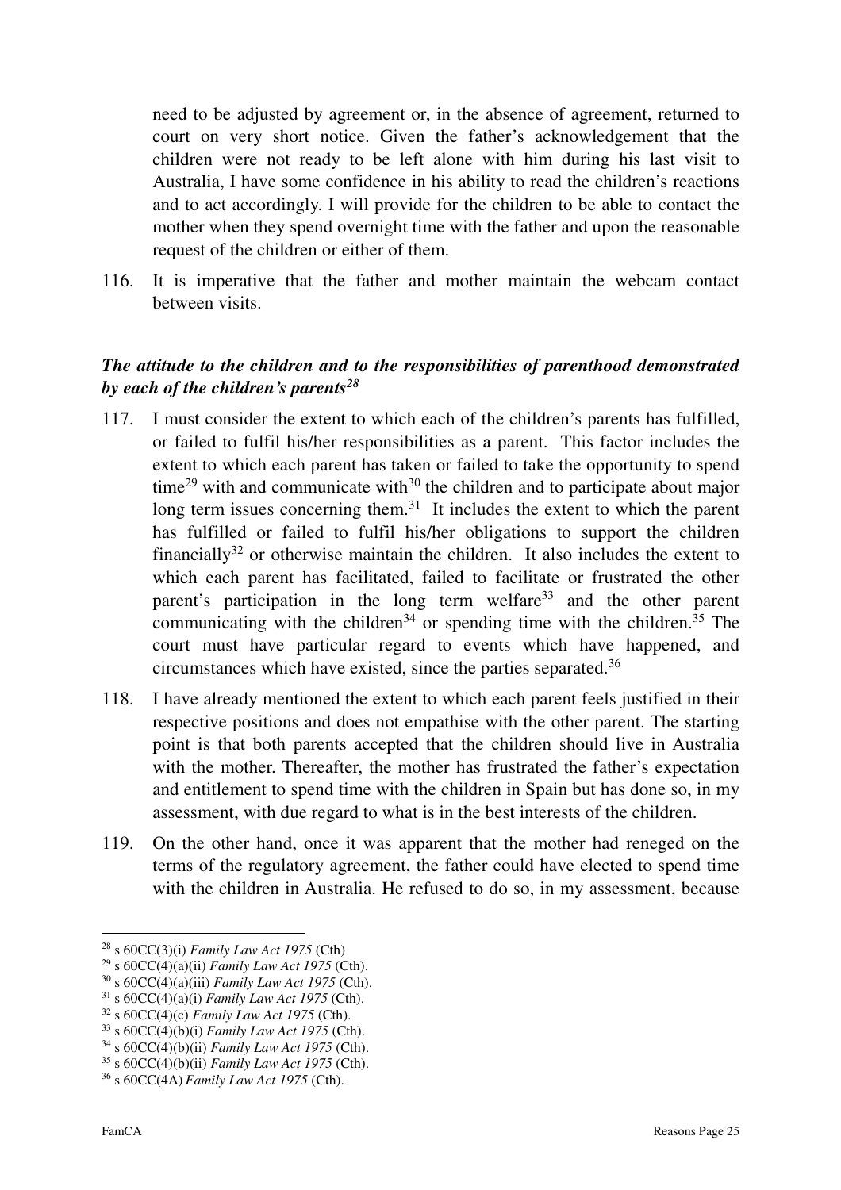need to be adjusted by agreement or, in the absence of agreement, returned to court on very short notice. Given the father's acknowledgement that the children were not ready to be left alone with him during his last visit to Australia, I have some confidence in his ability to read the children's reactions and to act accordingly. I will provide for the children to be able to contact the mother when they spend overnight time with the father and upon the reasonable request of the children or either of them.

116. It is imperative that the father and mother maintain the webcam contact between visits.

### *The attitude to the children and to the responsibilities of parenthood demonstrated by each of the children's parents*[28]

117. I must consider the extent to which each of the children's parents has fulfilled, or failed to fulfil his/her responsibilities as a parent. This factor includes the extent to which each parent has taken or failed to take the opportunity to spend time[29] with and communicate with[30] the children and to participate about major long term issues concerning them.[31] It includes the extent to which the parent has fulfilled or failed to fulfil his/her obligations to support the children financially[32] or otherwise maintain the children. It also includes the extent to which each parent has facilitated, failed to facilitate or frustrated the other parent's participation in the long term welfare[33] and the other parent communicating with the children[34] or spending time with the children.[35] The court must have particular regard to events which have happened, and circumstances which have existed, since the parties separated.[36]

118. I have already mentioned the extent to which each parent feels justified in their respective positions and does not empathise with the other parent. The starting point is that both parents accepted that the children should live in Australia with the mother. Thereafter, the mother has frustrated the father's expectation and entitlement to spend time with the children in Spain but has done so, in my assessment, with due regard to what is in the best interests of the children.

119. On the other hand, once it was apparent that the mother had reneged on the terms of the regulatory agreement, the father could have elected to spend time with the children in Australia. He refused to do so, in my assessment, because

---

[28] s 60CC(3)(i) *Family Law Act 1975* (Cth)
[29] s 60CC(4)(a)(ii) *Family Law Act 1975* (Cth).
[30] s 60CC(4)(a)(iii) *Family Law Act 1975* (Cth).
[31] s 60CC(4)(a)(i) *Family Law Act 1975* (Cth).
[32] s 60CC(4)(c) *Family Law Act 1975* (Cth).
[33] s 60CC(4)(b)(i) *Family Law Act 1975* (Cth).
[34] s 60CC(4)(b)(ii) *Family Law Act 1975* (Cth).
[35] s 60CC(4)(b)(ii) *Family Law Act 1975* (Cth).
[36] s 60CC(4A) *Family Law Act 1975* (Cth).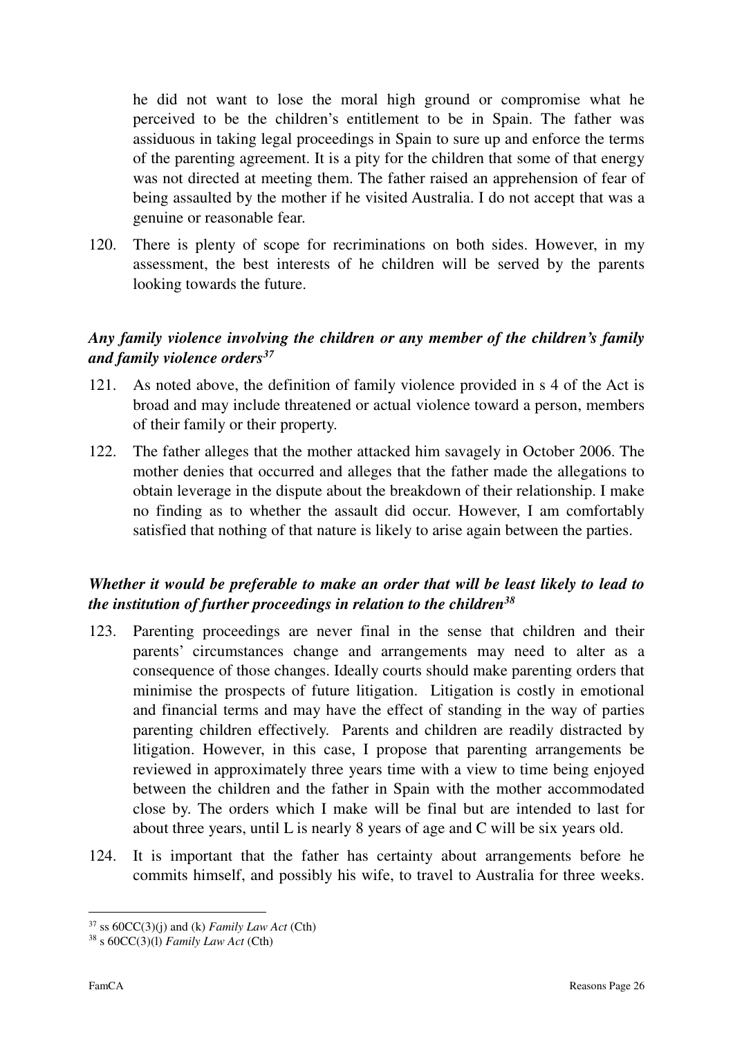he did not want to lose the moral high ground or compromise what he perceived to be the children's entitlement to be in Spain. The father was assiduous in taking legal proceedings in Spain to sure up and enforce the terms of the parenting agreement. It is a pity for the children that some of that energy was not directed at meeting them. The father raised an apprehension of fear of being assaulted by the mother if he visited Australia. I do not accept that was a genuine or reasonable fear.

120. There is plenty of scope for recriminations on both sides. However, in my assessment, the best interests of he children will be served by the parents looking towards the future.

### *Any family violence involving the children or any member of the children's family and family violence orders*[37]

121. As noted above, the definition of family violence provided in s 4 of the Act is broad and may include threatened or actual violence toward a person, members of their family or their property.

122. The father alleges that the mother attacked him savagely in October 2006. The mother denies that occurred and alleges that the father made the allegations to obtain leverage in the dispute about the breakdown of their relationship. I make no finding as to whether the assault did occur. However, I am comfortably satisfied that nothing of that nature is likely to arise again between the parties.

### *Whether it would be preferable to make an order that will be least likely to lead to the institution of further proceedings in relation to the children*[38]

123. Parenting proceedings are never final in the sense that children and their parents' circumstances change and arrangements may need to alter as a consequence of those changes. Ideally courts should make parenting orders that minimise the prospects of future litigation. Litigation is costly in emotional and financial terms and may have the effect of standing in the way of parties parenting children effectively. Parents and children are readily distracted by litigation. However, in this case, I propose that parenting arrangements be reviewed in approximately three years time with a view to time being enjoyed between the children and the father in Spain with the mother accommodated close by. The orders which I make will be final but are intended to last for about three years, until L is nearly 8 years of age and C will be six years old.

124. It is important that the father has certainty about arrangements before he commits himself, and possibly his wife, to travel to Australia for three weeks.

---

[37] ss 60CC(3)(j) and (k) *Family Law Act* (Cth)

[38] s 60CC(3)(l) *Family Law Act* (Cth)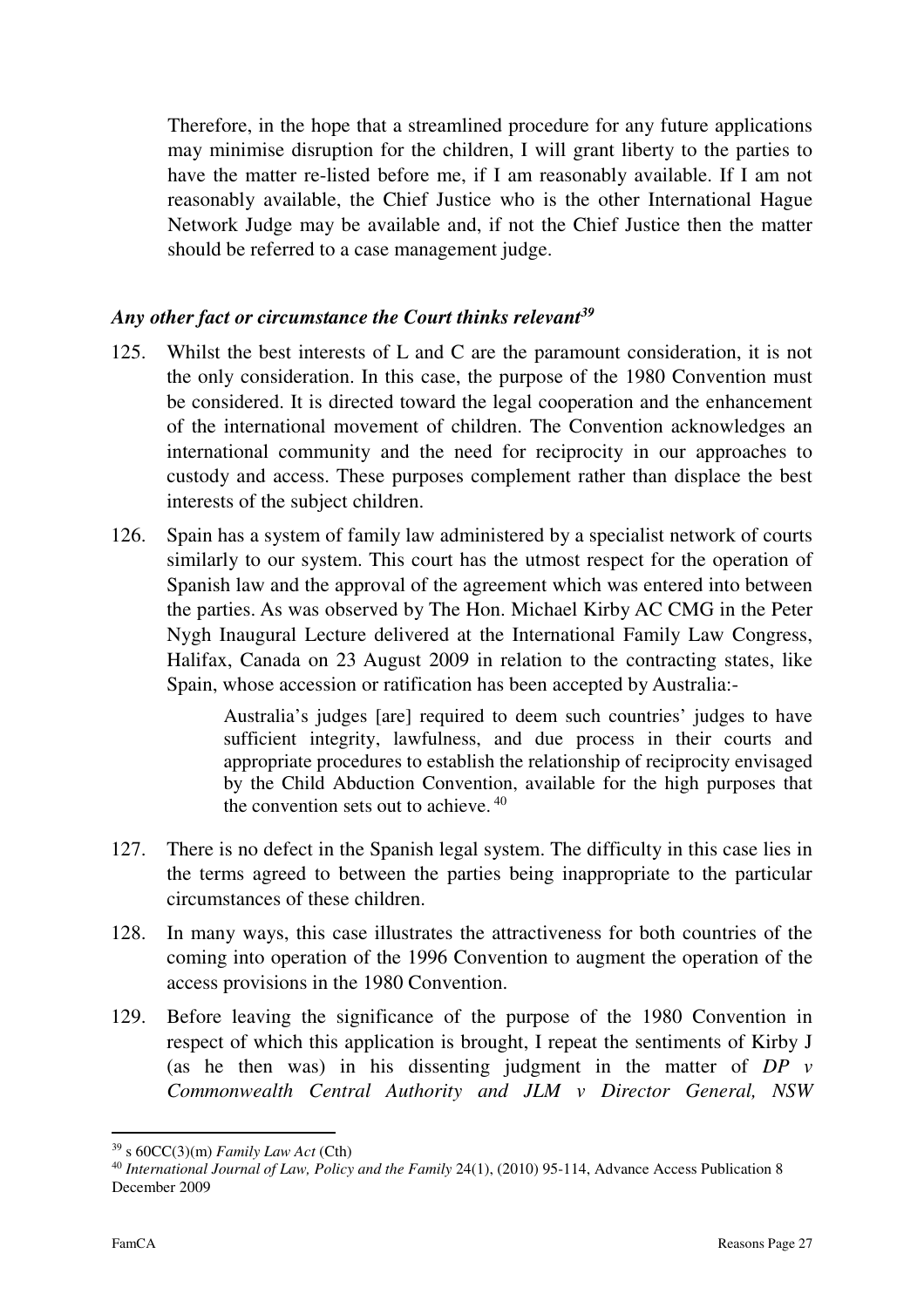Therefore, in the hope that a streamlined procedure for any future applications may minimise disruption for the children, I will grant liberty to the parties to have the matter re-listed before me, if I am reasonably available. If I am not reasonably available, the Chief Justice who is the other International Hague Network Judge may be available and, if not the Chief Justice then the matter should be referred to a case management judge.

### *Any other fact or circumstance the Court thinks relevant*[39]

125. Whilst the best interests of L and C are the paramount consideration, it is not the only consideration. In this case, the purpose of the 1980 Convention must be considered. It is directed toward the legal cooperation and the enhancement of the international movement of children. The Convention acknowledges an international community and the need for reciprocity in our approaches to custody and access. These purposes complement rather than displace the best interests of the subject children.

126. Spain has a system of family law administered by a specialist network of courts similarly to our system. This court has the utmost respect for the operation of Spanish law and the approval of the agreement which was entered into between the parties. As was observed by The Hon. Michael Kirby AC CMG in the Peter Nygh Inaugural Lecture delivered at the International Family Law Congress, Halifax, Canada on 23 August 2009 in relation to the contracting states, like Spain, whose accession or ratification has been accepted by Australia:-

> Australia's judges [are] required to deem such countries' judges to have sufficient integrity, lawfulness, and due process in their courts and appropriate procedures to establish the relationship of reciprocity envisaged by the Child Abduction Convention, available for the high purposes that the convention sets out to achieve. [40]

127. There is no defect in the Spanish legal system. The difficulty in this case lies in the terms agreed to between the parties being inappropriate to the particular circumstances of these children.

128. In many ways, this case illustrates the attractiveness for both countries of the coming into operation of the 1996 Convention to augment the operation of the access provisions in the 1980 Convention.

129. Before leaving the significance of the purpose of the 1980 Convention in respect of which this application is brought, I repeat the sentiments of Kirby J (as he then was) in his dissenting judgment in the matter of *DP v Commonwealth Central Authority and JLM v Director General, NSW*

---

[39] s 60CC(3)(m) *Family Law Act* (Cth)

[40] *International Journal of Law, Policy and the Family* 24(1), (2010) 95-114, Advance Access Publication 8 December 2009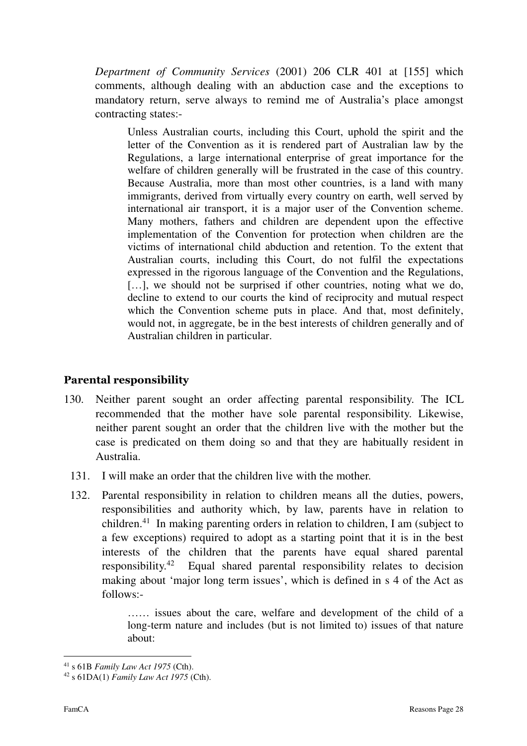*Department of Community Services* (2001) 206 CLR 401 at [155] which comments, although dealing with an abduction case and the exceptions to mandatory return, serve always to remind me of Australia's place amongst contracting states:-

> Unless Australian courts, including this Court, uphold the spirit and the letter of the Convention as it is rendered part of Australian law by the Regulations, a large international enterprise of great importance for the welfare of children generally will be frustrated in the case of this country. Because Australia, more than most other countries, is a land with many immigrants, derived from virtually every country on earth, well served by international air transport, it is a major user of the Convention scheme. Many mothers, fathers and children are dependent upon the effective implementation of the Convention for protection when children are the victims of international child abduction and retention. To the extent that Australian courts, including this Court, do not fulfil the expectations expressed in the rigorous language of the Convention and the Regulations, […], we should not be surprised if other countries, noting what we do, decline to extend to our courts the kind of reciprocity and mutual respect which the Convention scheme puts in place. And that, most definitely, would not, in aggregate, be in the best interests of children generally and of Australian children in particular.

## Parental responsibility

130. Neither parent sought an order affecting parental responsibility. The ICL recommended that the mother have sole parental responsibility. Likewise, neither parent sought an order that the children live with the mother but the case is predicated on them doing so and that they are habitually resident in Australia.

131. I will make an order that the children live with the mother.

132. Parental responsibility in relation to children means all the duties, powers, responsibilities and authority which, by law, parents have in relation to children.[41] In making parenting orders in relation to children, I am (subject to a few exceptions) required to adopt as a starting point that it is in the best interests of the children that the parents have equal shared parental responsibility.[42] Equal shared parental responsibility relates to decision making about 'major long term issues', which is defined in s 4 of the Act as follows:-

> …… issues about the care, welfare and development of the child of a long-term nature and includes (but is not limited to) issues of that nature about:

[41] s 61B *Family Law Act 1975* (Cth).

[42] s 61DA(1) *Family Law Act 1975* (Cth).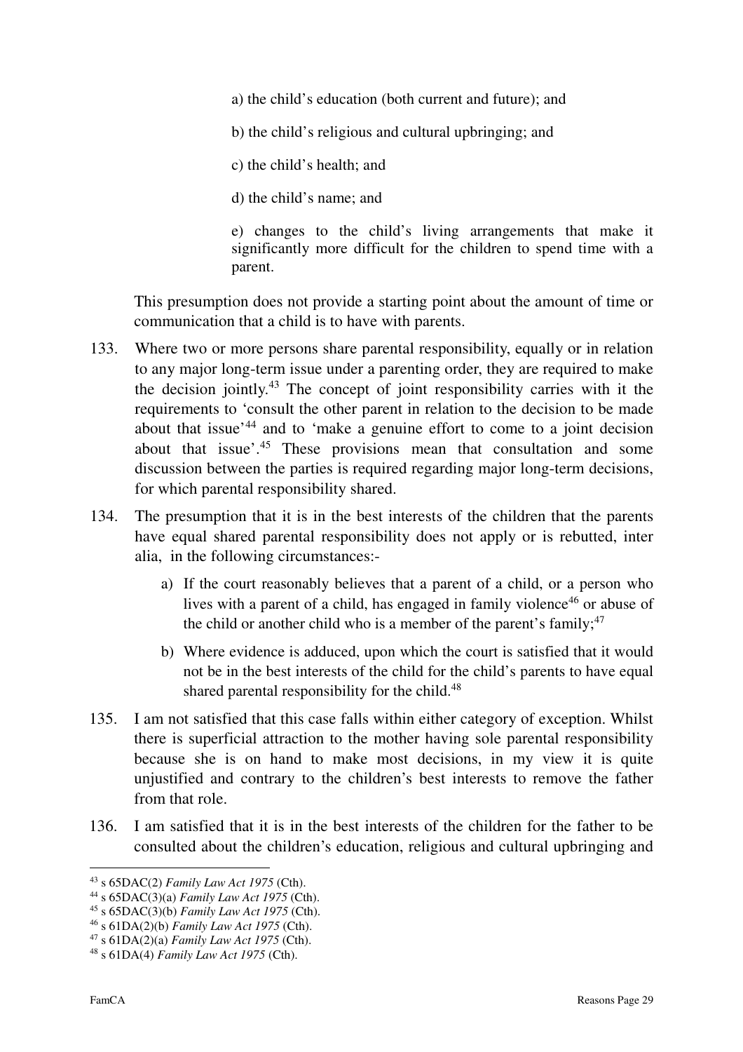a) the child's education (both current and future); and

b) the child's religious and cultural upbringing; and

c) the child's health; and

d) the child's name; and

e) changes to the child's living arrangements that make it significantly more difficult for the children to spend time with a parent.

This presumption does not provide a starting point about the amount of time or communication that a child is to have with parents.

133. Where two or more persons share parental responsibility, equally or in relation to any major long-term issue under a parenting order, they are required to make the decision jointly.[43] The concept of joint responsibility carries with it the requirements to 'consult the other parent in relation to the decision to be made about that issue'[44] and to 'make a genuine effort to come to a joint decision about that issue'.[45] These provisions mean that consultation and some discussion between the parties is required regarding major long-term decisions, for which parental responsibility shared.

134. The presumption that it is in the best interests of the children that the parents have equal shared parental responsibility does not apply or is rebutted, inter alia, in the following circumstances:-

   a) If the court reasonably believes that a parent of a child, or a person who lives with a parent of a child, has engaged in family violence[46] or abuse of the child or another child who is a member of the parent's family;[47]

   b) Where evidence is adduced, upon which the court is satisfied that it would not be in the best interests of the child for the child's parents to have equal shared parental responsibility for the child.[48]

135. I am not satisfied that this case falls within either category of exception. Whilst there is superficial attraction to the mother having sole parental responsibility because she is on hand to make most decisions, in my view it is quite unjustified and contrary to the children's best interests to remove the father from that role.

136. I am satisfied that it is in the best interests of the children for the father to be consulted about the children's education, religious and cultural upbringing and

---

[43] s 65DAC(2) *Family Law Act 1975* (Cth).
[44] s 65DAC(3)(a) *Family Law Act 1975* (Cth).
[45] s 65DAC(3)(b) *Family Law Act 1975* (Cth).
[46] s 61DA(2)(b) *Family Law Act 1975* (Cth).
[47] s 61DA(2)(a) *Family Law Act 1975* (Cth).
[48] s 61DA(4) *Family Law Act 1975* (Cth).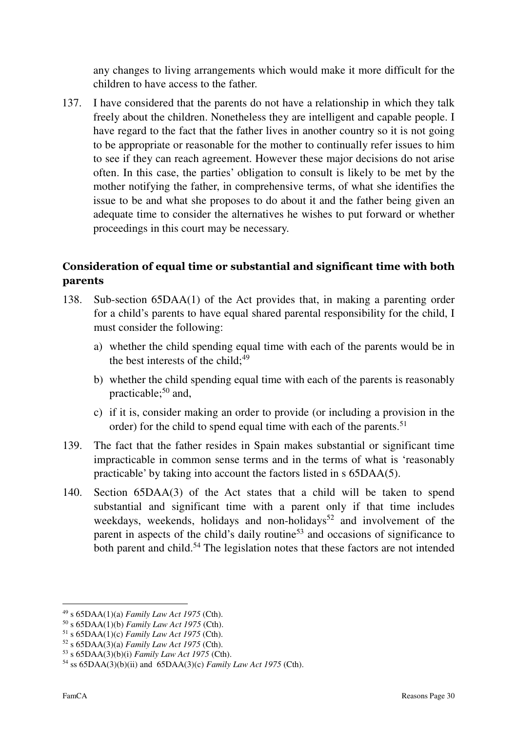any changes to living arrangements which would make it more difficult for the children to have access to the father.

137. I have considered that the parents do not have a relationship in which they talk freely about the children. Nonetheless they are intelligent and capable people. I have regard to the fact that the father lives in another country so it is not going to be appropriate or reasonable for the mother to continually refer issues to him to see if they can reach agreement. However these major decisions do not arise often. In this case, the parties' obligation to consult is likely to be met by the mother notifying the father, in comprehensive terms, of what she identifies the issue to be and what she proposes to do about it and the father being given an adequate time to consider the alternatives he wishes to put forward or whether proceedings in this court may be necessary.

## Consideration of equal time or substantial and significant time with both parents

138. Sub-section 65DAA(1) of the Act provides that, in making a parenting order for a child's parents to have equal shared parental responsibility for the child, I must consider the following:

    a) whether the child spending equal time with each of the parents would be in the best interests of the child;[49]

    b) whether the child spending equal time with each of the parents is reasonably practicable;[50] and,

    c) if it is, consider making an order to provide (or including a provision in the order) for the child to spend equal time with each of the parents.[51]

139. The fact that the father resides in Spain makes substantial or significant time impracticable in common sense terms and in the terms of what is 'reasonably practicable' by taking into account the factors listed in s 65DAA(5).

140. Section 65DAA(3) of the Act states that a child will be taken to spend substantial and significant time with a parent only if that time includes weekdays, weekends, holidays and non-holidays[52] and involvement of the parent in aspects of the child's daily routine[53] and occasions of significance to both parent and child.[54] The legislation notes that these factors are not intended

---

[49] s 65DAA(1)(a) *Family Law Act 1975* (Cth).

[50] s 65DAA(1)(b) *Family Law Act 1975* (Cth).

[51] s 65DAA(1)(c) *Family Law Act 1975* (Cth).

[52] s 65DAA(3)(a) *Family Law Act 1975* (Cth).

[53] s 65DAA(3)(b)(i) *Family Law Act 1975* (Cth).

[54] ss 65DAA(3)(b)(ii) and 65DAA(3)(c) *Family Law Act 1975* (Cth).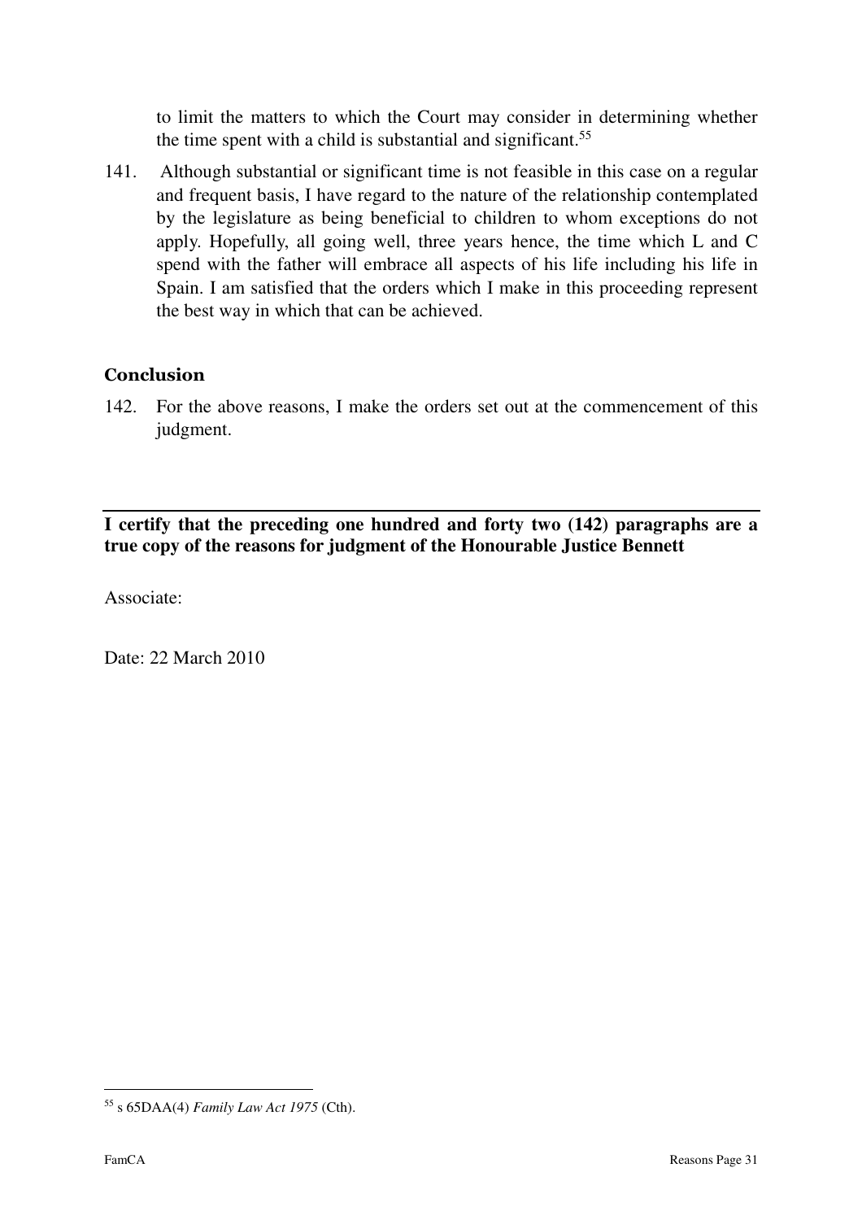to limit the matters to which the Court may consider in determining whether the time spent with a child is substantial and significant.[55]

141. Although substantial or significant time is not feasible in this case on a regular and frequent basis, I have regard to the nature of the relationship contemplated by the legislature as being beneficial to children to whom exceptions do not apply. Hopefully, all going well, three years hence, the time which L and C spend with the father will embrace all aspects of his life including his life in Spain. I am satisfied that the orders which I make in this proceeding represent the best way in which that can be achieved.

## Conclusion

142. For the above reasons, I make the orders set out at the commencement of this judgment.

---

**I certify that the preceding one hundred and forty two (142) paragraphs are a true copy of the reasons for judgment of the Honourable Justice Bennett**

Associate:

Date: 22 March 2010

---

[55] s 65DAA(4) *Family Law Act 1975* (Cth).